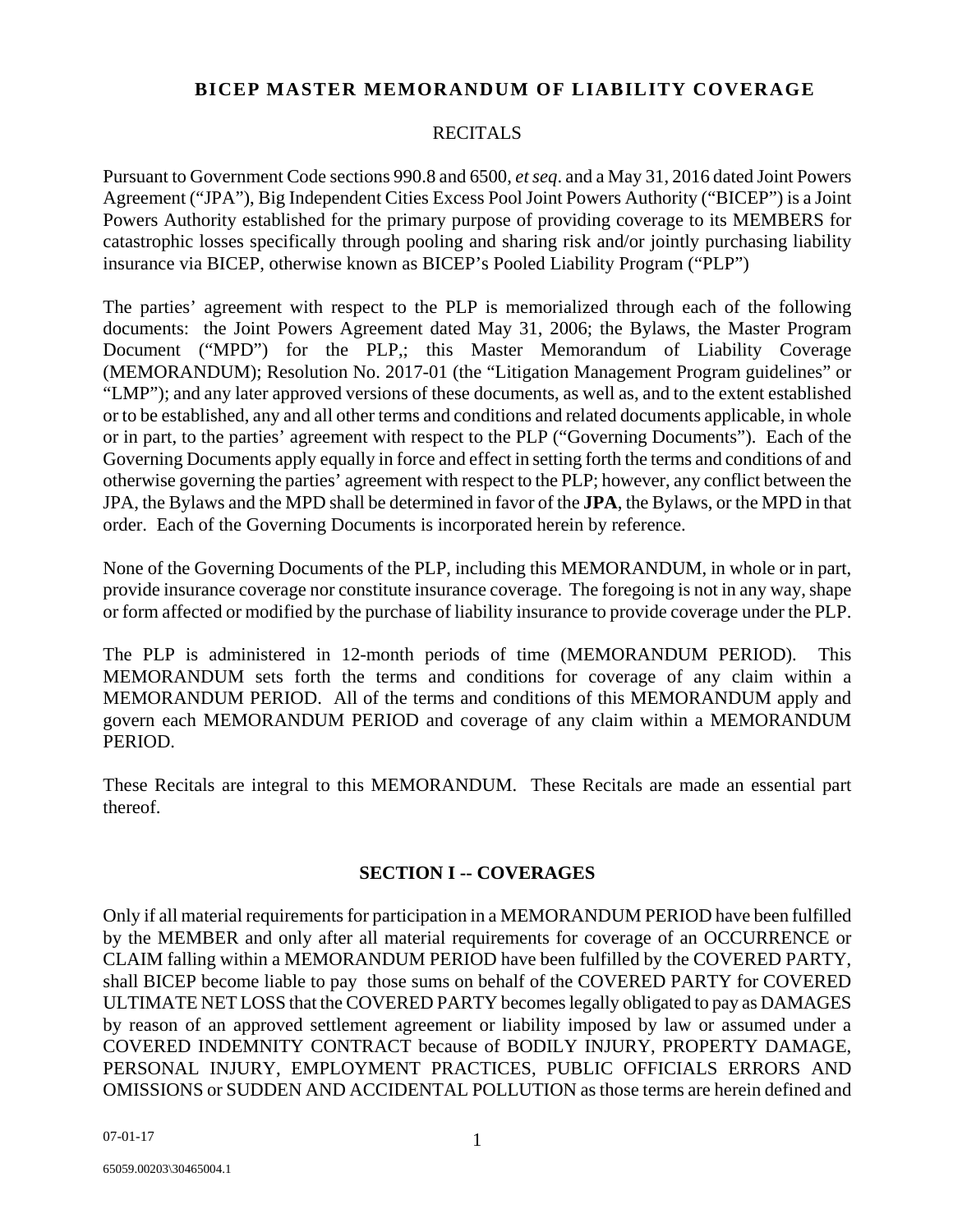# BICEP MASTER MEMORANDUM OF LIABILITY COVERAGE

## RECITALS

Pursuant to Government Code sections 990.8 and 6500, *et seq*. and a May 31, 2016 dated Joint Powers Agreement ("JPA"), Big Independent Cities Excess Pool Joint Powers Authority ("BICEP") is a Joint Powers Authority established for the primary purpose of providing coverage to its MEMBERS for catastrophic losses specifically through pooling and sharing risk and/or jointly purchasing liability insurance via BICEP, otherwise known as BICEP's Pooled Liability Program ("PLP")

The parties' agreement with respect to the PLP is memorialized through each of the following documents: the Joint Powers Agreement dated May 31, 2006; the Bylaws, the Master Program Document ("MPD") for the PLP,; this Master Memorandum of Liability Coverage (MEMORANDUM); Resolution No. 2017-01 (the "Litigation Management Program guidelines" or "LMP"); and any later approved versions of these documents, as well as, and to the extent established or to be established, any and all other terms and conditions and related documents applicable, in whole or in part, to the parties' agreement with respect to the PLP ("Governing Documents"). Each of the Governing Documents apply equally in force and effect in setting forth the terms and conditions of and otherwise governing the parties' agreement with respect to the PLP; however, any conflict between the JPA, the Bylaws and the MPD shall be determined in favor of the **JPA**, the Bylaws, or the MPD in that order. Each of the Governing Documents is incorporated herein by reference.

None of the Governing Documents of the PLP, including this MEMORANDUM, in whole or in part, provide insurance coverage nor constitute insurance coverage. The foregoing is not in any way, shape or form affected or modified by the purchase of liability insurance to provide coverage under the PLP.

The PLP is administered in 12-month periods of time (MEMORANDUM PERIOD). This MEMORANDUM sets forth the terms and conditions for coverage of any claim within a MEMORANDUM PERIOD. All of the terms and conditions of this MEMORANDUM apply and govern each MEMORANDUM PERIOD and coverage of any claim within a MEMORANDUM PERIOD.

These Recitals are integral to this MEMORANDUM. These Recitals are made an essential part thereof.

## SECTION I -- COVERAGES

Only if all material requirements for participation in a MEMORANDUM PERIOD have been fulfilled by the MEMBER and only after all material requirements for coverage of an OCCURRENCE or CLAIM falling within a MEMORANDUM PERIOD have been fulfilled by the COVERED PARTY, shall BICEP become liable to pay those sums on behalf of the COVERED PARTY for COVERED ULTIMATE NET LOSS that the COVERED PARTY becomes legally obligated to pay as DAMAGES by reason of an approved settlement agreement or liability imposed by law or assumed under a COVERED INDEMNITY CONTRACT because of BODILY INJURY, PROPERTY DAMAGE, PERSONAL INJURY, EMPLOYMENT PRACTICES, PUBLIC OFFICIALS ERRORS AND OMISSIONS or SUDDEN AND ACCIDENTAL POLLUTION as those terms are herein defined and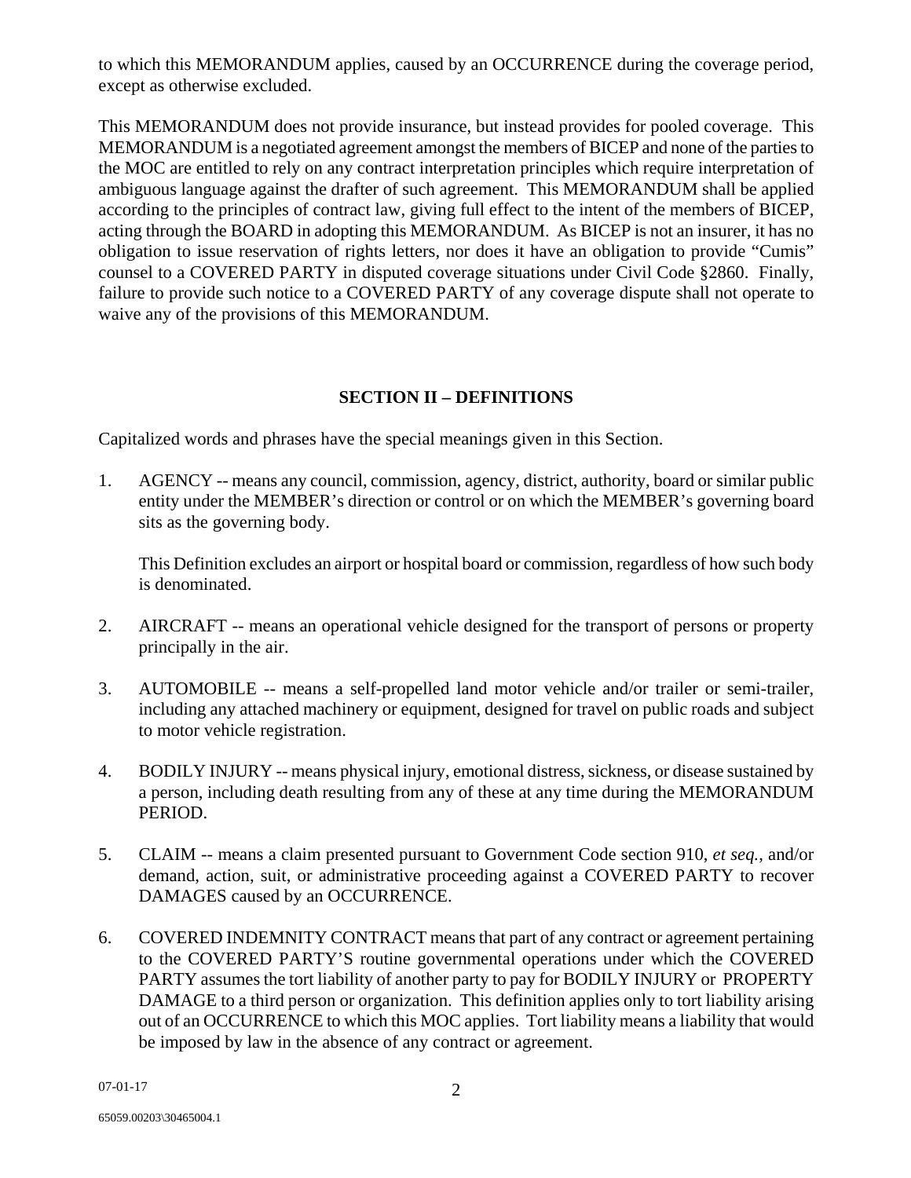to which this MEMORANDUM applies, caused by an OCCURRENCE during the coverage period, except as otherwise excluded.

This MEMORANDUM does not provide insurance, but instead provides for pooled coverage. This MEMORANDUM is a negotiated agreement amongst the members of BICEP and none of the parties to the MOC are entitled to rely on any contract interpretation principles which require interpretation of ambiguous language against the drafter of such agreement. This MEMORANDUM shall be applied according to the principles of contract law, giving full effect to the intent of the members of BICEP, acting through the BOARD in adopting this MEMORANDUM. As BICEP is not an insurer, it has no obligation to issue reservation of rights letters, nor does it have an obligation to provide "Cumis" counsel to a COVERED PARTY in disputed coverage situations under Civil Code §2860. Finally, failure to provide such notice to a COVERED PARTY of any coverage dispute shall not operate to waive any of the provisions of this MEMORANDUM.

## SECTION II – DEFINITIONS

Capitalized words and phrases have the special meanings given in this Section.

1. AGENCY -- means any council, commission, agency, district, authority, board or similar public entity under the MEMBER's direction or control or on which the MEMBER's governing board sits as the governing body.

   This Definition excludes an airport or hospital board or commission, regardless of how such body is denominated.

2. AIRCRAFT -- means an operational vehicle designed for the transport of persons or property principally in the air.

3. AUTOMOBILE -- means a self-propelled land motor vehicle and/or trailer or semi-trailer, including any attached machinery or equipment, designed for travel on public roads and subject to motor vehicle registration.

4. BODILY INJURY -- means physical injury, emotional distress, sickness, or disease sustained by a person, including death resulting from any of these at any time during the MEMORANDUM PERIOD.

5. CLAIM -- means a claim presented pursuant to Government Code section 910, *et seq.*, and/or demand, action, suit, or administrative proceeding against a COVERED PARTY to recover DAMAGES caused by an OCCURRENCE.

6. COVERED INDEMNITY CONTRACT means that part of any contract or agreement pertaining to the COVERED PARTY'S routine governmental operations under which the COVERED PARTY assumes the tort liability of another party to pay for BODILY INJURY or PROPERTY DAMAGE to a third person or organization. This definition applies only to tort liability arising out of an OCCURRENCE to which this MOC applies. Tort liability means a liability that would be imposed by law in the absence of any contract or agreement.

07-01-17

65059.00203\30465004.1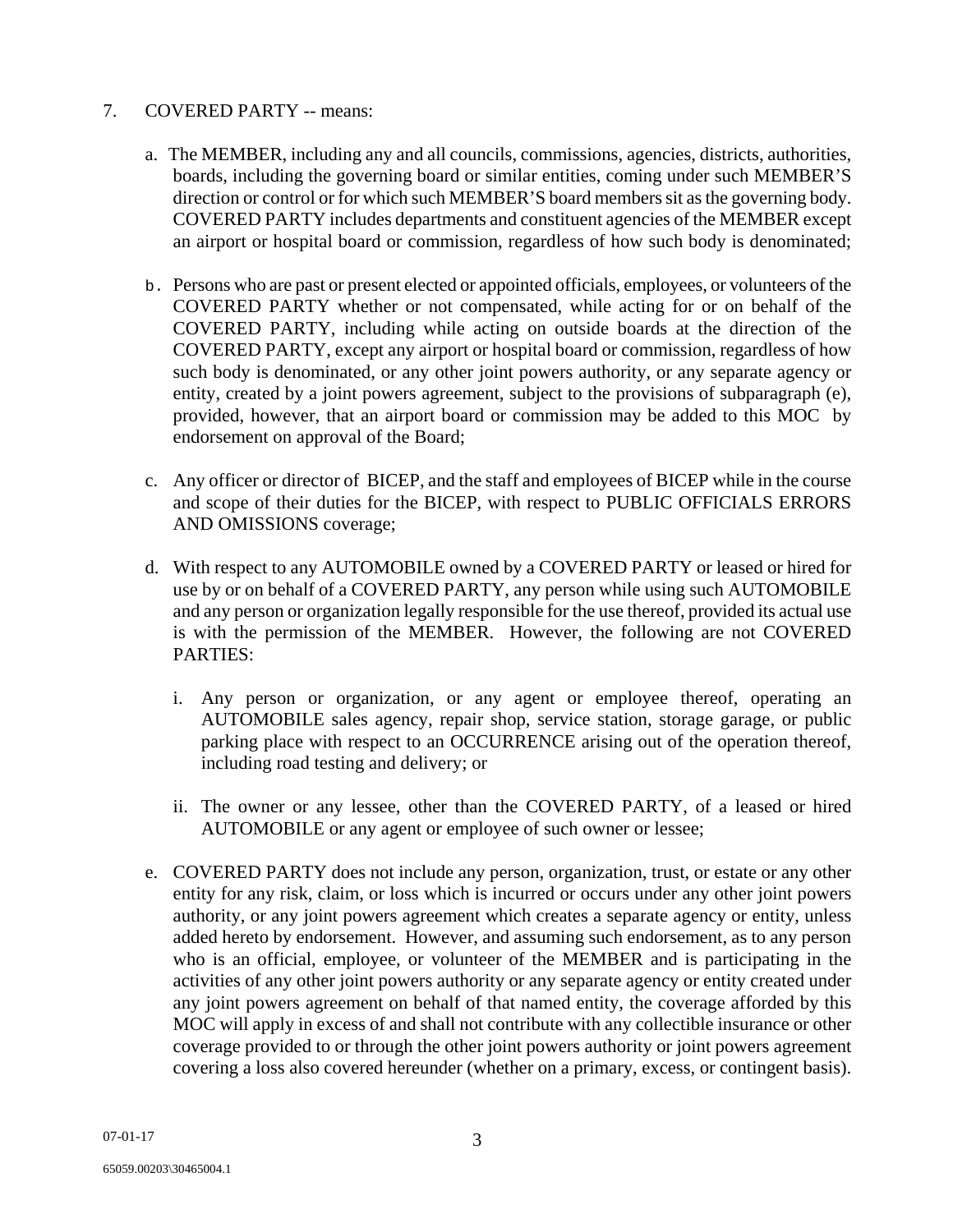7. COVERED PARTY -- means:

   a. The MEMBER, including any and all councils, commissions, agencies, districts, authorities, boards, including the governing board or similar entities, coming under such MEMBER'S direction or control or for which such MEMBER'S board members sit as the governing body. COVERED PARTY includes departments and constituent agencies of the MEMBER except an airport or hospital board or commission, regardless of how such body is denominated;

   b. Persons who are past or present elected or appointed officials, employees, or volunteers of the COVERED PARTY whether or not compensated, while acting for or on behalf of the COVERED PARTY, including while acting on outside boards at the direction of the COVERED PARTY, except any airport or hospital board or commission, regardless of how such body is denominated, or any other joint powers authority, or any separate agency or entity, created by a joint powers agreement, subject to the provisions of subparagraph (e), provided, however, that an airport board or commission may be added to this MOC by endorsement on approval of the Board;

   c. Any officer or director of BICEP, and the staff and employees of BICEP while in the course and scope of their duties for the BICEP, with respect to PUBLIC OFFICIALS ERRORS AND OMISSIONS coverage;

   d. With respect to any AUTOMOBILE owned by a COVERED PARTY or leased or hired for use by or on behalf of a COVERED PARTY, any person while using such AUTOMOBILE and any person or organization legally responsible for the use thereof, provided its actual use is with the permission of the MEMBER. However, the following are not COVERED PARTIES:

      i. Any person or organization, or any agent or employee thereof, operating an AUTOMOBILE sales agency, repair shop, service station, storage garage, or public parking place with respect to an OCCURRENCE arising out of the operation thereof, including road testing and delivery; or

      ii. The owner or any lessee, other than the COVERED PARTY, of a leased or hired AUTOMOBILE or any agent or employee of such owner or lessee;

   e. COVERED PARTY does not include any person, organization, trust, or estate or any other entity for any risk, claim, or loss which is incurred or occurs under any other joint powers authority, or any joint powers agreement which creates a separate agency or entity, unless added hereto by endorsement. However, and assuming such endorsement, as to any person who is an official, employee, or volunteer of the MEMBER and is participating in the activities of any other joint powers authority or any separate agency or entity created under any joint powers agreement on behalf of that named entity, the coverage afforded by this MOC will apply in excess of and shall not contribute with any collectible insurance or other coverage provided to or through the other joint powers authority or joint powers agreement covering a loss also covered hereunder (whether on a primary, excess, or contingent basis).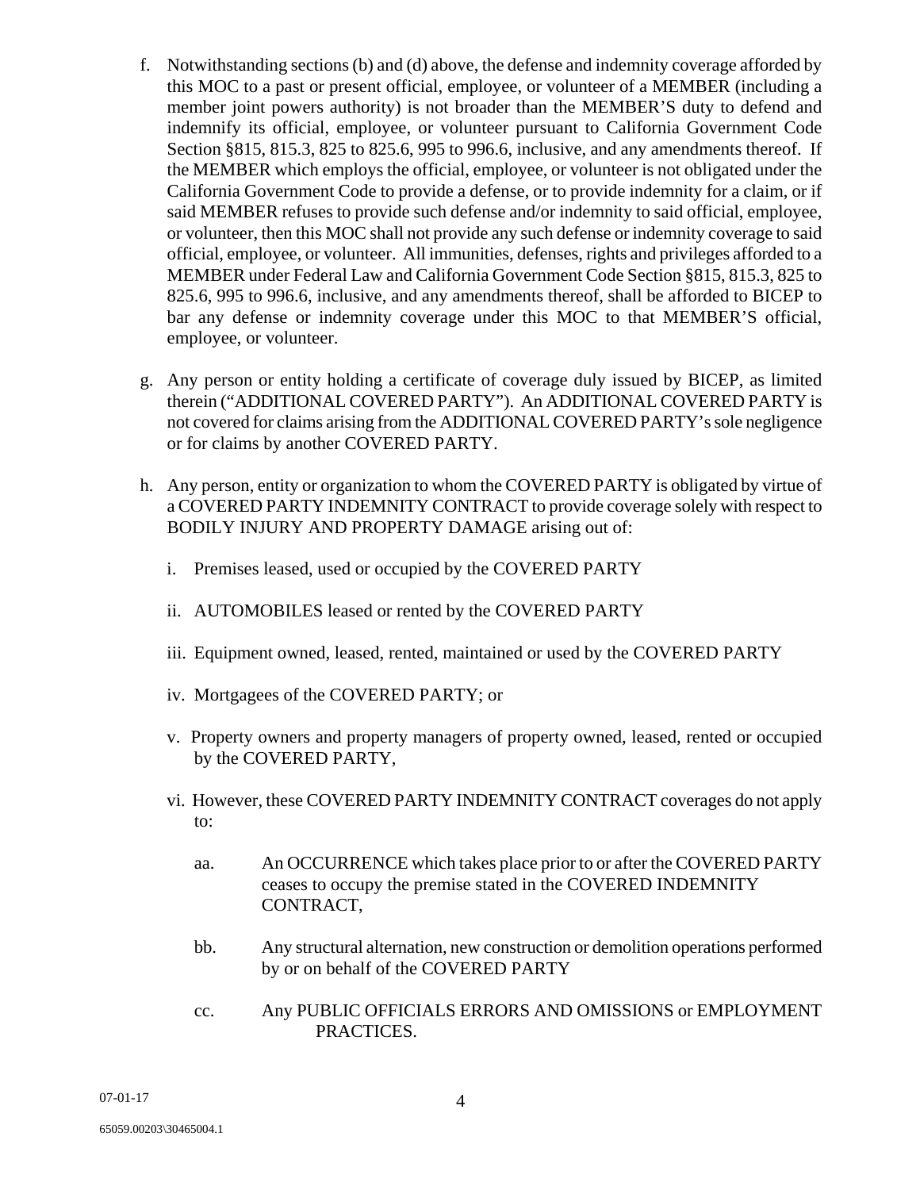f. Notwithstanding sections (b) and (d) above, the defense and indemnity coverage afforded by this MOC to a past or present official, employee, or volunteer of a MEMBER (including a member joint powers authority) is not broader than the MEMBER'S duty to defend and indemnify its official, employee, or volunteer pursuant to California Government Code Section §815, 815.3, 825 to 825.6, 995 to 996.6, inclusive, and any amendments thereof. If the MEMBER which employs the official, employee, or volunteer is not obligated under the California Government Code to provide a defense, or to provide indemnity for a claim, or if said MEMBER refuses to provide such defense and/or indemnity to said official, employee, or volunteer, then this MOC shall not provide any such defense or indemnity coverage to said official, employee, or volunteer. All immunities, defenses, rights and privileges afforded to a MEMBER under Federal Law and California Government Code Section §815, 815.3, 825 to 825.6, 995 to 996.6, inclusive, and any amendments thereof, shall be afforded to BICEP to bar any defense or indemnity coverage under this MOC to that MEMBER'S official, employee, or volunteer.

g. Any person or entity holding a certificate of coverage duly issued by BICEP, as limited therein ("ADDITIONAL COVERED PARTY"). An ADDITIONAL COVERED PARTY is not covered for claims arising from the ADDITIONAL COVERED PARTY's sole negligence or for claims by another COVERED PARTY.

h. Any person, entity or organization to whom the COVERED PARTY is obligated by virtue of a COVERED PARTY INDEMNITY CONTRACT to provide coverage solely with respect to BODILY INJURY AND PROPERTY DAMAGE arising out of:

   i. Premises leased, used or occupied by the COVERED PARTY

   ii. AUTOMOBILES leased or rented by the COVERED PARTY

   iii. Equipment owned, leased, rented, maintained or used by the COVERED PARTY

   iv. Mortgagees of the COVERED PARTY; or

   v. Property owners and property managers of property owned, leased, rented or occupied by the COVERED PARTY,

   vi. However, these COVERED PARTY INDEMNITY CONTRACT coverages do not apply to:

      aa. An OCCURRENCE which takes place prior to or after the COVERED PARTY ceases to occupy the premise stated in the COVERED INDEMNITY CONTRACT,

      bb. Any structural alternation, new construction or demolition operations performed by or on behalf of the COVERED PARTY

      cc. Any PUBLIC OFFICIALS ERRORS AND OMISSIONS or EMPLOYMENT PRACTICES.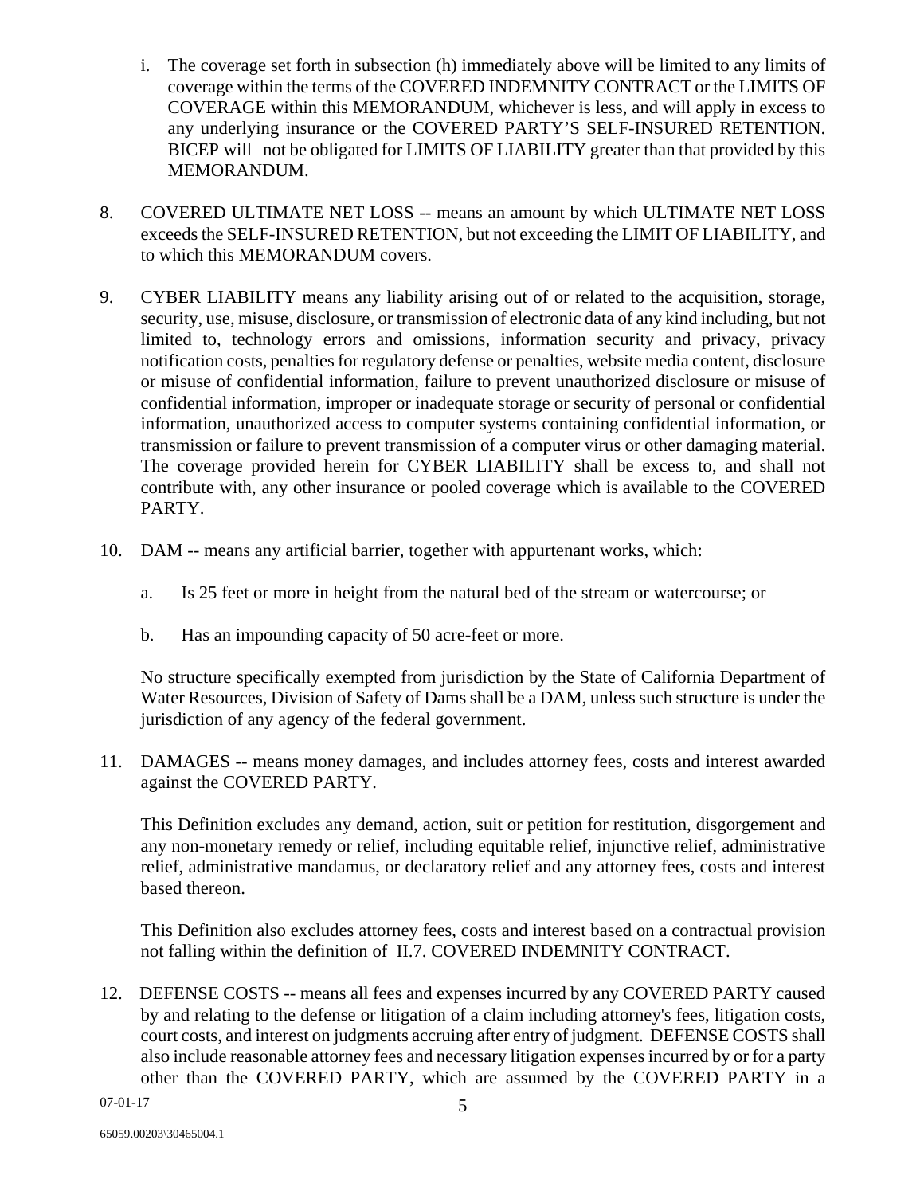i. The coverage set forth in subsection (h) immediately above will be limited to any limits of coverage within the terms of the COVERED INDEMNITY CONTRACT or the LIMITS OF COVERAGE within this MEMORANDUM, whichever is less, and will apply in excess to any underlying insurance or the COVERED PARTY'S SELF-INSURED RETENTION. BICEP will not be obligated for LIMITS OF LIABILITY greater than that provided by this MEMORANDUM.

8. COVERED ULTIMATE NET LOSS -- means an amount by which ULTIMATE NET LOSS exceeds the SELF-INSURED RETENTION, but not exceeding the LIMIT OF LIABILITY, and to which this MEMORANDUM covers.

9. CYBER LIABILITY means any liability arising out of or related to the acquisition, storage, security, use, misuse, disclosure, or transmission of electronic data of any kind including, but not limited to, technology errors and omissions, information security and privacy, privacy notification costs, penalties for regulatory defense or penalties, website media content, disclosure or misuse of confidential information, failure to prevent unauthorized disclosure or misuse of confidential information, improper or inadequate storage or security of personal or confidential information, unauthorized access to computer systems containing confidential information, or transmission or failure to prevent transmission of a computer virus or other damaging material. The coverage provided herein for CYBER LIABILITY shall be excess to, and shall not contribute with, any other insurance or pooled coverage which is available to the COVERED PARTY.

10. DAM -- means any artificial barrier, together with appurtenant works, which:

    a. Is 25 feet or more in height from the natural bed of the stream or watercourse; or

    b. Has an impounding capacity of 50 acre-feet or more.

    No structure specifically exempted from jurisdiction by the State of California Department of Water Resources, Division of Safety of Dams shall be a DAM, unless such structure is under the jurisdiction of any agency of the federal government.

11. DAMAGES -- means money damages, and includes attorney fees, costs and interest awarded against the COVERED PARTY.

    This Definition excludes any demand, action, suit or petition for restitution, disgorgement and any non-monetary remedy or relief, including equitable relief, injunctive relief, administrative relief, administrative mandamus, or declaratory relief and any attorney fees, costs and interest based thereon.

    This Definition also excludes attorney fees, costs and interest based on a contractual provision not falling within the definition of II.7. COVERED INDEMNITY CONTRACT.

12. DEFENSE COSTS -- means all fees and expenses incurred by any COVERED PARTY caused by and relating to the defense or litigation of a claim including attorney's fees, litigation costs, court costs, and interest on judgments accruing after entry of judgment. DEFENSE COSTS shall also include reasonable attorney fees and necessary litigation expenses incurred by or for a party other than the COVERED PARTY, which are assumed by the COVERED PARTY in a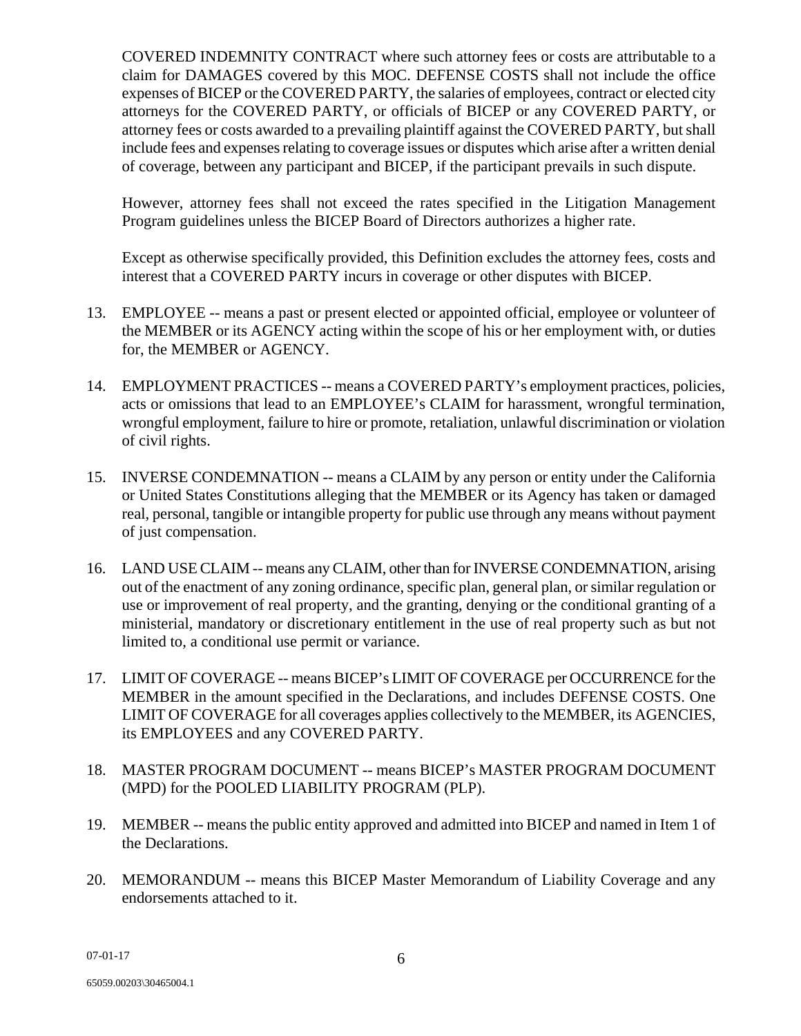COVERED INDEMNITY CONTRACT where such attorney fees or costs are attributable to a claim for DAMAGES covered by this MOC. DEFENSE COSTS shall not include the office expenses of BICEP or the COVERED PARTY, the salaries of employees, contract or elected city attorneys for the COVERED PARTY, or officials of BICEP or any COVERED PARTY, or attorney fees or costs awarded to a prevailing plaintiff against the COVERED PARTY, but shall include fees and expenses relating to coverage issues or disputes which arise after a written denial of coverage, between any participant and BICEP, if the participant prevails in such dispute.

However, attorney fees shall not exceed the rates specified in the Litigation Management Program guidelines unless the BICEP Board of Directors authorizes a higher rate.

Except as otherwise specifically provided, this Definition excludes the attorney fees, costs and interest that a COVERED PARTY incurs in coverage or other disputes with BICEP.

13. EMPLOYEE -- means a past or present elected or appointed official, employee or volunteer of the MEMBER or its AGENCY acting within the scope of his or her employment with, or duties for, the MEMBER or AGENCY.

14. EMPLOYMENT PRACTICES -- means a COVERED PARTY's employment practices, policies, acts or omissions that lead to an EMPLOYEE's CLAIM for harassment, wrongful termination, wrongful employment, failure to hire or promote, retaliation, unlawful discrimination or violation of civil rights.

15. INVERSE CONDEMNATION -- means a CLAIM by any person or entity under the California or United States Constitutions alleging that the MEMBER or its Agency has taken or damaged real, personal, tangible or intangible property for public use through any means without payment of just compensation.

16. LAND USE CLAIM -- means any CLAIM, other than for INVERSE CONDEMNATION, arising out of the enactment of any zoning ordinance, specific plan, general plan, or similar regulation or use or improvement of real property, and the granting, denying or the conditional granting of a ministerial, mandatory or discretionary entitlement in the use of real property such as but not limited to, a conditional use permit or variance.

17. LIMIT OF COVERAGE -- means BICEP's LIMIT OF COVERAGE per OCCURRENCE for the MEMBER in the amount specified in the Declarations, and includes DEFENSE COSTS. One LIMIT OF COVERAGE for all coverages applies collectively to the MEMBER, its AGENCIES, its EMPLOYEES and any COVERED PARTY.

18. MASTER PROGRAM DOCUMENT -- means BICEP's MASTER PROGRAM DOCUMENT (MPD) for the POOLED LIABILITY PROGRAM (PLP).

19. MEMBER -- means the public entity approved and admitted into BICEP and named in Item 1 of the Declarations.

20. MEMORANDUM -- means this BICEP Master Memorandum of Liability Coverage and any endorsements attached to it.

07-01-17

65059.00203\30465004.1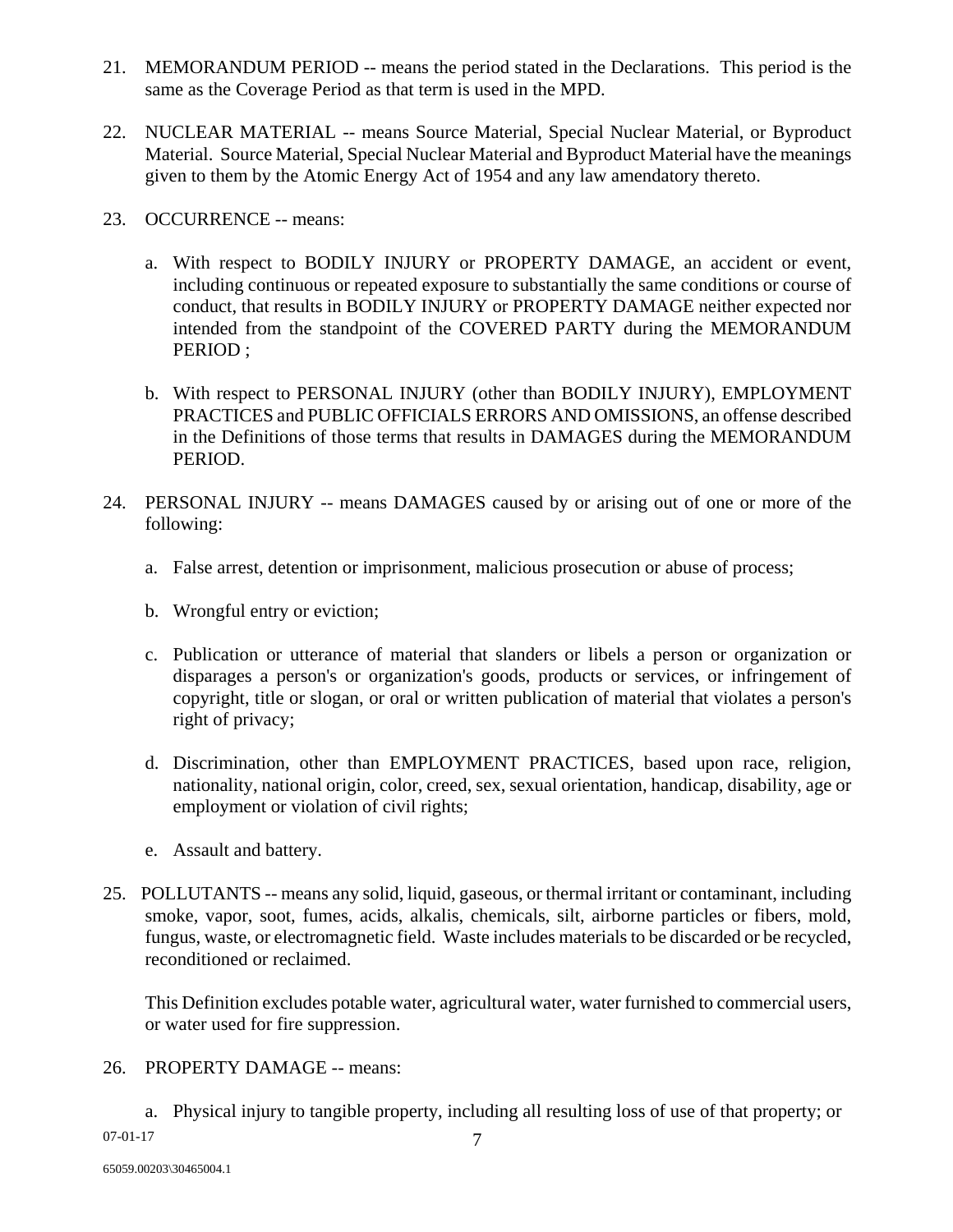21. MEMORANDUM PERIOD -- means the period stated in the Declarations. This period is the same as the Coverage Period as that term is used in the MPD.

22. NUCLEAR MATERIAL -- means Source Material, Special Nuclear Material, or Byproduct Material. Source Material, Special Nuclear Material and Byproduct Material have the meanings given to them by the Atomic Energy Act of 1954 and any law amendatory thereto.

23. OCCURRENCE -- means:

    a. With respect to BODILY INJURY or PROPERTY DAMAGE, an accident or event, including continuous or repeated exposure to substantially the same conditions or course of conduct, that results in BODILY INJURY or PROPERTY DAMAGE neither expected nor intended from the standpoint of the COVERED PARTY during the MEMORANDUM PERIOD ;

    b. With respect to PERSONAL INJURY (other than BODILY INJURY), EMPLOYMENT PRACTICES and PUBLIC OFFICIALS ERRORS AND OMISSIONS, an offense described in the Definitions of those terms that results in DAMAGES during the MEMORANDUM PERIOD.

24. PERSONAL INJURY -- means DAMAGES caused by or arising out of one or more of the following:

    a. False arrest, detention or imprisonment, malicious prosecution or abuse of process;

    b. Wrongful entry or eviction;

    c. Publication or utterance of material that slanders or libels a person or organization or disparages a person's or organization's goods, products or services, or infringement of copyright, title or slogan, or oral or written publication of material that violates a person's right of privacy;

    d. Discrimination, other than EMPLOYMENT PRACTICES, based upon race, religion, nationality, national origin, color, creed, sex, sexual orientation, handicap, disability, age or employment or violation of civil rights;

    e. Assault and battery.

25. POLLUTANTS -- means any solid, liquid, gaseous, or thermal irritant or contaminant, including smoke, vapor, soot, fumes, acids, alkalis, chemicals, silt, airborne particles or fibers, mold, fungus, waste, or electromagnetic field. Waste includes materials to be discarded or be recycled, reconditioned or reclaimed.

    This Definition excludes potable water, agricultural water, water furnished to commercial users, or water used for fire suppression.

26. PROPERTY DAMAGE -- means:

    a. Physical injury to tangible property, including all resulting loss of use of that property; or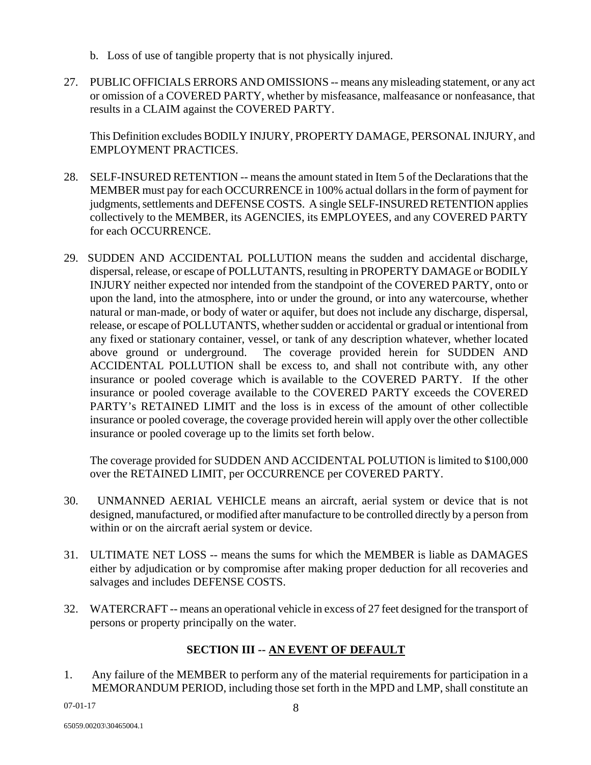b. Loss of use of tangible property that is not physically injured.

27. PUBLIC OFFICIALS ERRORS AND OMISSIONS -- means any misleading statement, or any act or omission of a COVERED PARTY, whether by misfeasance, malfeasance or nonfeasance, that results in a CLAIM against the COVERED PARTY.

    This Definition excludes BODILY INJURY, PROPERTY DAMAGE, PERSONAL INJURY, and EMPLOYMENT PRACTICES.

28. SELF-INSURED RETENTION -- means the amount stated in Item 5 of the Declarations that the MEMBER must pay for each OCCURRENCE in 100% actual dollars in the form of payment for judgments, settlements and DEFENSE COSTS. A single SELF-INSURED RETENTION applies collectively to the MEMBER, its AGENCIES, its EMPLOYEES, and any COVERED PARTY for each OCCURRENCE.

29. SUDDEN AND ACCIDENTAL POLLUTION means the sudden and accidental discharge, dispersal, release, or escape of POLLUTANTS, resulting in PROPERTY DAMAGE or BODILY INJURY neither expected nor intended from the standpoint of the COVERED PARTY, onto or upon the land, into the atmosphere, into or under the ground, or into any watercourse, whether natural or man-made, or body of water or aquifer, but does not include any discharge, dispersal, release, or escape of POLLUTANTS, whether sudden or accidental or gradual or intentional from any fixed or stationary container, vessel, or tank of any description whatever, whether located above ground or underground. The coverage provided herein for SUDDEN AND ACCIDENTAL POLLUTION shall be excess to, and shall not contribute with, any other insurance or pooled coverage which is available to the COVERED PARTY. If the other insurance or pooled coverage available to the COVERED PARTY exceeds the COVERED PARTY's RETAINED LIMIT and the loss is in excess of the amount of other collectible insurance or pooled coverage, the coverage provided herein will apply over the other collectible insurance or pooled coverage up to the limits set forth below.

    The coverage provided for SUDDEN AND ACCIDENTAL POLUTION is limited to $100,000 over the RETAINED LIMIT, per OCCURRENCE per COVERED PARTY.

30. UNMANNED AERIAL VEHICLE means an aircraft, aerial system or device that is not designed, manufactured, or modified after manufacture to be controlled directly by a person from within or on the aircraft aerial system or device.

31. ULTIMATE NET LOSS -- means the sums for which the MEMBER is liable as DAMAGES either by adjudication or by compromise after making proper deduction for all recoveries and salvages and includes DEFENSE COSTS.

32. WATERCRAFT -- means an operational vehicle in excess of 27 feet designed for the transport of persons or property principally on the water.

## SECTION III -- AN EVENT OF DEFAULT

1. Any failure of the MEMBER to perform any of the material requirements for participation in a MEMORANDUM PERIOD, including those set forth in the MPD and LMP, shall constitute an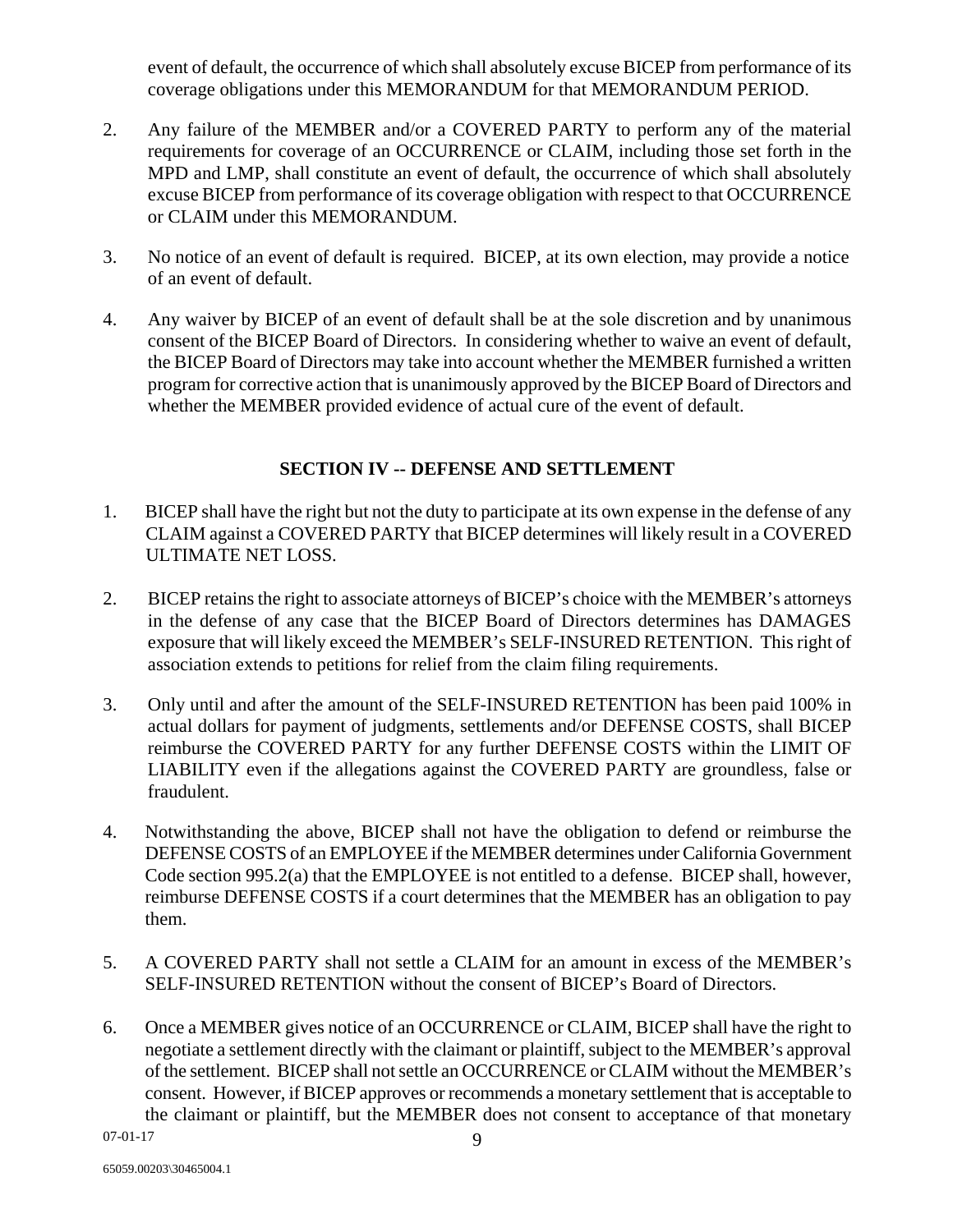event of default, the occurrence of which shall absolutely excuse BICEP from performance of its coverage obligations under this MEMORANDUM for that MEMORANDUM PERIOD.

2. Any failure of the MEMBER and/or a COVERED PARTY to perform any of the material requirements for coverage of an OCCURRENCE or CLAIM, including those set forth in the MPD and LMP, shall constitute an event of default, the occurrence of which shall absolutely excuse BICEP from performance of its coverage obligation with respect to that OCCURRENCE or CLAIM under this MEMORANDUM.

3. No notice of an event of default is required. BICEP, at its own election, may provide a notice of an event of default.

4. Any waiver by BICEP of an event of default shall be at the sole discretion and by unanimous consent of the BICEP Board of Directors. In considering whether to waive an event of default, the BICEP Board of Directors may take into account whether the MEMBER furnished a written program for corrective action that is unanimously approved by the BICEP Board of Directors and whether the MEMBER provided evidence of actual cure of the event of default.

## SECTION IV -- DEFENSE AND SETTLEMENT

1. BICEP shall have the right but not the duty to participate at its own expense in the defense of any CLAIM against a COVERED PARTY that BICEP determines will likely result in a COVERED ULTIMATE NET LOSS.

2. BICEP retains the right to associate attorneys of BICEP's choice with the MEMBER's attorneys in the defense of any case that the BICEP Board of Directors determines has DAMAGES exposure that will likely exceed the MEMBER's SELF-INSURED RETENTION. This right of association extends to petitions for relief from the claim filing requirements.

3. Only until and after the amount of the SELF-INSURED RETENTION has been paid 100% in actual dollars for payment of judgments, settlements and/or DEFENSE COSTS, shall BICEP reimburse the COVERED PARTY for any further DEFENSE COSTS within the LIMIT OF LIABILITY even if the allegations against the COVERED PARTY are groundless, false or fraudulent.

4. Notwithstanding the above, BICEP shall not have the obligation to defend or reimburse the DEFENSE COSTS of an EMPLOYEE if the MEMBER determines under California Government Code section 995.2(a) that the EMPLOYEE is not entitled to a defense. BICEP shall, however, reimburse DEFENSE COSTS if a court determines that the MEMBER has an obligation to pay them.

5. A COVERED PARTY shall not settle a CLAIM for an amount in excess of the MEMBER's SELF-INSURED RETENTION without the consent of BICEP's Board of Directors.

6. Once a MEMBER gives notice of an OCCURRENCE or CLAIM, BICEP shall have the right to negotiate a settlement directly with the claimant or plaintiff, subject to the MEMBER's approval of the settlement. BICEP shall not settle an OCCURRENCE or CLAIM without the MEMBER's consent. However, if BICEP approves or recommends a monetary settlement that is acceptable to the claimant or plaintiff, but the MEMBER does not consent to acceptance of that monetary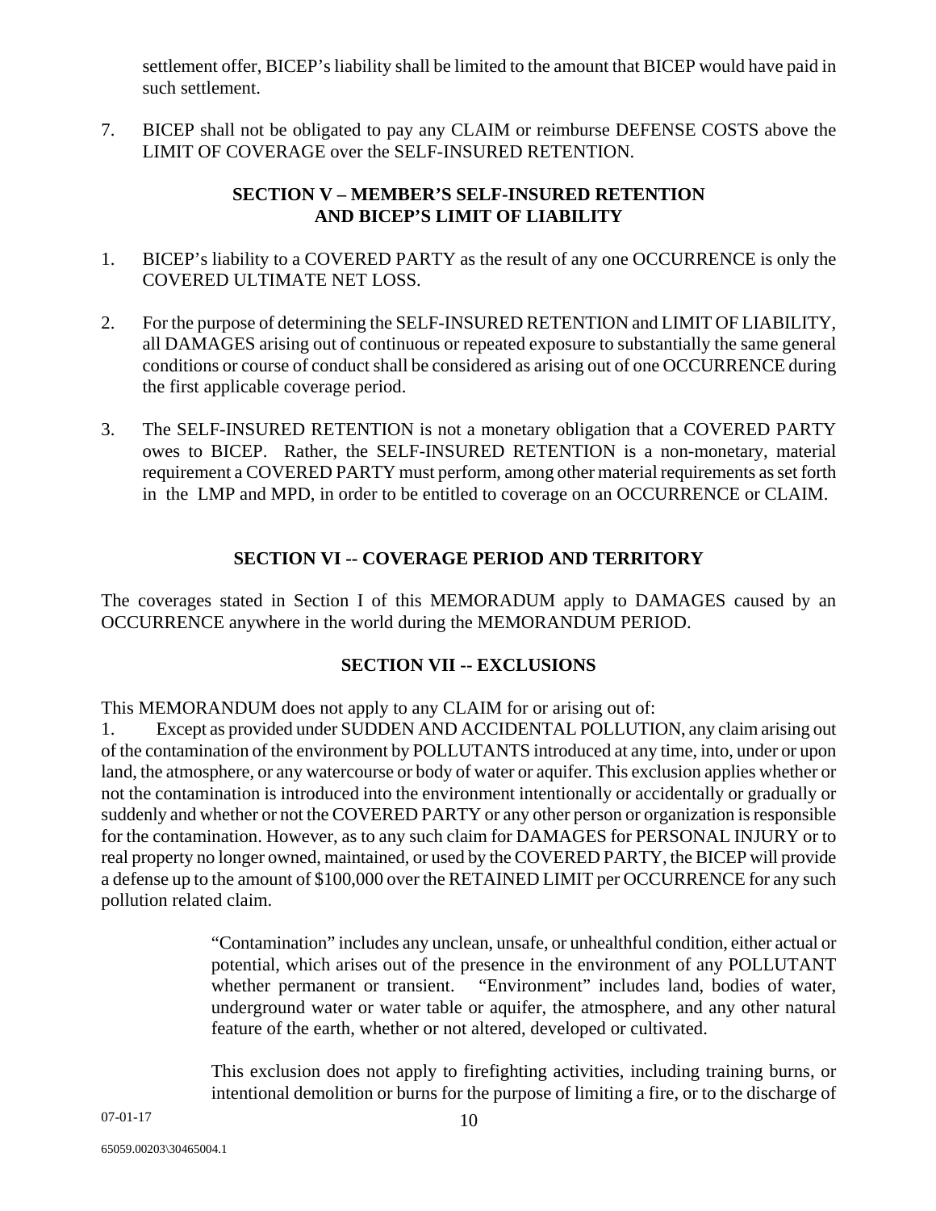settlement offer, BICEP's liability shall be limited to the amount that BICEP would have paid in such settlement.

7. BICEP shall not be obligated to pay any CLAIM or reimburse DEFENSE COSTS above the LIMIT OF COVERAGE over the SELF-INSURED RETENTION.

## SECTION V – MEMBER'S SELF-INSURED RETENTION AND BICEP'S LIMIT OF LIABILITY

1. BICEP's liability to a COVERED PARTY as the result of any one OCCURRENCE is only the COVERED ULTIMATE NET LOSS.

2. For the purpose of determining the SELF-INSURED RETENTION and LIMIT OF LIABILITY, all DAMAGES arising out of continuous or repeated exposure to substantially the same general conditions or course of conduct shall be considered as arising out of one OCCURRENCE during the first applicable coverage period.

3. The SELF-INSURED RETENTION is not a monetary obligation that a COVERED PARTY owes to BICEP. Rather, the SELF-INSURED RETENTION is a non-monetary, material requirement a COVERED PARTY must perform, among other material requirements as set forth in the LMP and MPD, in order to be entitled to coverage on an OCCURRENCE or CLAIM.

## SECTION VI -- COVERAGE PERIOD AND TERRITORY

The coverages stated in Section I of this MEMORADUM apply to DAMAGES caused by an OCCURRENCE anywhere in the world during the MEMORANDUM PERIOD.

## SECTION VII -- EXCLUSIONS

This MEMORANDUM does not apply to any CLAIM for or arising out of:

1. Except as provided under SUDDEN AND ACCIDENTAL POLLUTION, any claim arising out of the contamination of the environment by POLLUTANTS introduced at any time, into, under or upon land, the atmosphere, or any watercourse or body of water or aquifer. This exclusion applies whether or not the contamination is introduced into the environment intentionally or accidentally or gradually or suddenly and whether or not the COVERED PARTY or any other person or organization is responsible for the contamination. However, as to any such claim for DAMAGES for PERSONAL INJURY or to real property no longer owned, maintained, or used by the COVERED PARTY, the BICEP will provide a defense up to the amount of $100,000 over the RETAINED LIMIT per OCCURRENCE for any such pollution related claim.

   "Contamination" includes any unclean, unsafe, or unhealthful condition, either actual or potential, which arises out of the presence in the environment of any POLLUTANT whether permanent or transient. "Environment" includes land, bodies of water, underground water or water table or aquifer, the atmosphere, and any other natural feature of the earth, whether or not altered, developed or cultivated.

   This exclusion does not apply to firefighting activities, including training burns, or intentional demolition or burns for the purpose of limiting a fire, or to the discharge of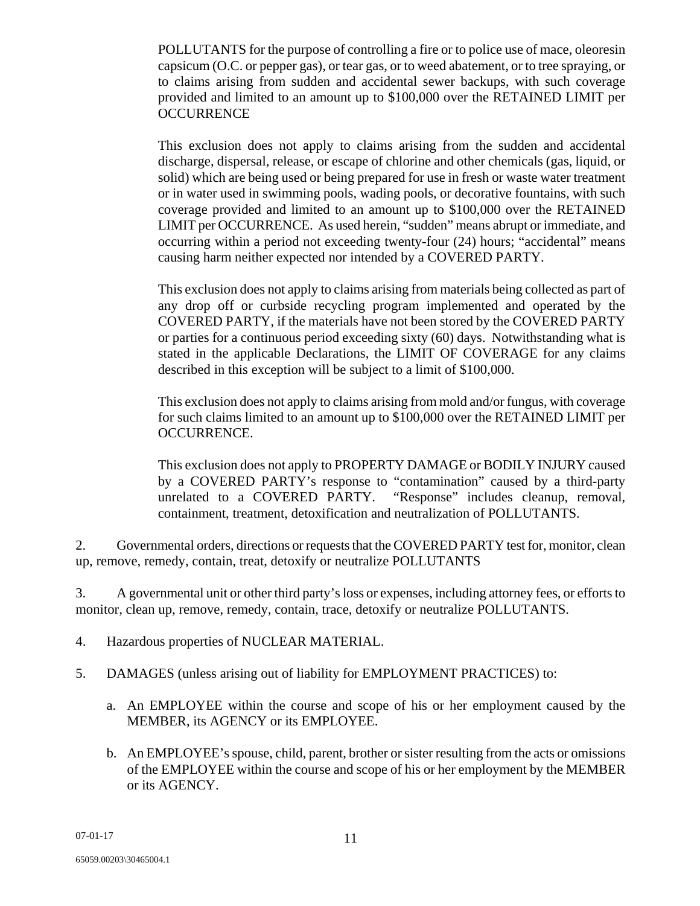POLLUTANTS for the purpose of controlling a fire or to police use of mace, oleoresin capsicum (O.C. or pepper gas), or tear gas, or to weed abatement, or to tree spraying, or to claims arising from sudden and accidental sewer backups, with such coverage provided and limited to an amount up to $100,000 over the RETAINED LIMIT per OCCURRENCE

This exclusion does not apply to claims arising from the sudden and accidental discharge, dispersal, release, or escape of chlorine and other chemicals (gas, liquid, or solid) which are being used or being prepared for use in fresh or waste water treatment or in water used in swimming pools, wading pools, or decorative fountains, with such coverage provided and limited to an amount up to $100,000 over the RETAINED LIMIT per OCCURRENCE. As used herein, "sudden" means abrupt or immediate, and occurring within a period not exceeding twenty-four (24) hours; "accidental" means causing harm neither expected nor intended by a COVERED PARTY.

This exclusion does not apply to claims arising from materials being collected as part of any drop off or curbside recycling program implemented and operated by the COVERED PARTY, if the materials have not been stored by the COVERED PARTY or parties for a continuous period exceeding sixty (60) days. Notwithstanding what is stated in the applicable Declarations, the LIMIT OF COVERAGE for any claims described in this exception will be subject to a limit of $100,000.

This exclusion does not apply to claims arising from mold and/or fungus, with coverage for such claims limited to an amount up to $100,000 over the RETAINED LIMIT per OCCURRENCE.

This exclusion does not apply to PROPERTY DAMAGE or BODILY INJURY caused by a COVERED PARTY's response to "contamination" caused by a third-party unrelated to a COVERED PARTY. "Response" includes cleanup, removal, containment, treatment, detoxification and neutralization of POLLUTANTS.

2. Governmental orders, directions or requests that the COVERED PARTY test for, monitor, clean up, remove, remedy, contain, treat, detoxify or neutralize POLLUTANTS

3. A governmental unit or other third party's loss or expenses, including attorney fees, or efforts to monitor, clean up, remove, remedy, contain, trace, detoxify or neutralize POLLUTANTS.

4. Hazardous properties of NUCLEAR MATERIAL.

5. DAMAGES (unless arising out of liability for EMPLOYMENT PRACTICES) to:

   a. An EMPLOYEE within the course and scope of his or her employment caused by the MEMBER, its AGENCY or its EMPLOYEE.

   b. An EMPLOYEE's spouse, child, parent, brother or sister resulting from the acts or omissions of the EMPLOYEE within the course and scope of his or her employment by the MEMBER or its AGENCY.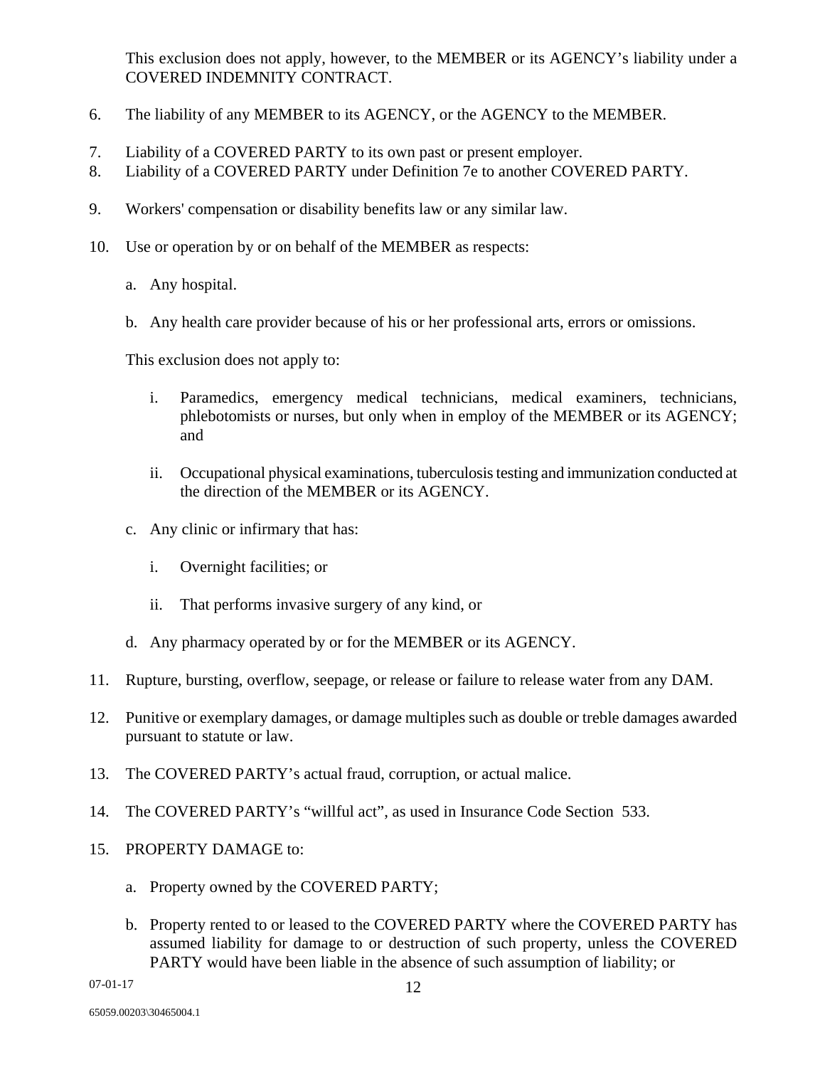This exclusion does not apply, however, to the MEMBER or its AGENCY's liability under a COVERED INDEMNITY CONTRACT.

6. The liability of any MEMBER to its AGENCY, or the AGENCY to the MEMBER.

7. Liability of a COVERED PARTY to its own past or present employer.
8. Liability of a COVERED PARTY under Definition 7e to another COVERED PARTY.

9. Workers' compensation or disability benefits law or any similar law.

10. Use or operation by or on behalf of the MEMBER as respects:

    a. Any hospital.

    b. Any health care provider because of his or her professional arts, errors or omissions.

    This exclusion does not apply to:

    i. Paramedics, emergency medical technicians, medical examiners, technicians, phlebotomists or nurses, but only when in employ of the MEMBER or its AGENCY; and

    ii. Occupational physical examinations, tuberculosis testing and immunization conducted at the direction of the MEMBER or its AGENCY.

    c. Any clinic or infirmary that has:

    i. Overnight facilities; or

    ii. That performs invasive surgery of any kind, or

    d. Any pharmacy operated by or for the MEMBER or its AGENCY.

11. Rupture, bursting, overflow, seepage, or release or failure to release water from any DAM.

12. Punitive or exemplary damages, or damage multiples such as double or treble damages awarded pursuant to statute or law.

13. The COVERED PARTY's actual fraud, corruption, or actual malice.

14. The COVERED PARTY's "willful act", as used in Insurance Code Section 533.

15. PROPERTY DAMAGE to:

    a. Property owned by the COVERED PARTY;

    b. Property rented to or leased to the COVERED PARTY where the COVERED PARTY has assumed liability for damage to or destruction of such property, unless the COVERED PARTY would have been liable in the absence of such assumption of liability; or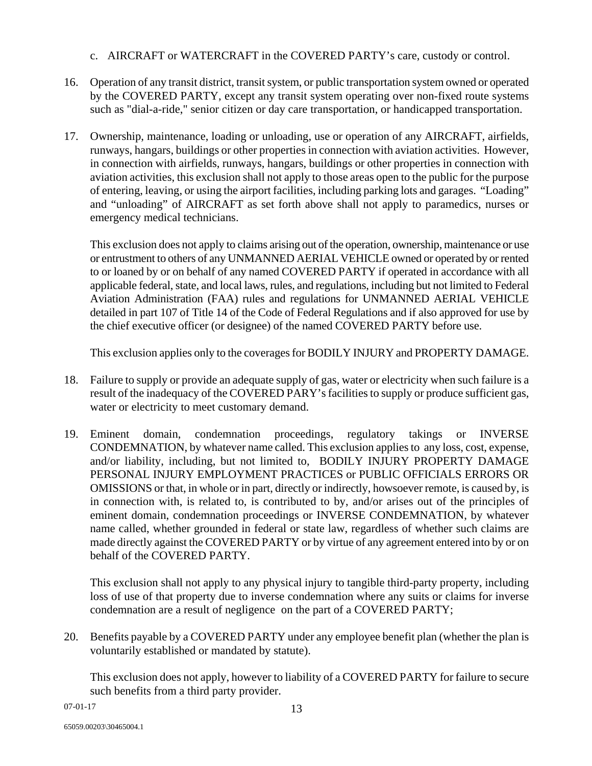c. AIRCRAFT or WATERCRAFT in the COVERED PARTY's care, custody or control.

16. Operation of any transit district, transit system, or public transportation system owned or operated by the COVERED PARTY, except any transit system operating over non-fixed route systems such as "dial-a-ride," senior citizen or day care transportation, or handicapped transportation.

17. Ownership, maintenance, loading or unloading, use or operation of any AIRCRAFT, airfields, runways, hangars, buildings or other properties in connection with aviation activities. However, in connection with airfields, runways, hangars, buildings or other properties in connection with aviation activities, this exclusion shall not apply to those areas open to the public for the purpose of entering, leaving, or using the airport facilities, including parking lots and garages. "Loading" and "unloading" of AIRCRAFT as set forth above shall not apply to paramedics, nurses or emergency medical technicians.

    This exclusion does not apply to claims arising out of the operation, ownership, maintenance or use or entrustment to others of any UNMANNED AERIAL VEHICLE owned or operated by or rented to or loaned by or on behalf of any named COVERED PARTY if operated in accordance with all applicable federal, state, and local laws, rules, and regulations, including but not limited to Federal Aviation Administration (FAA) rules and regulations for UNMANNED AERIAL VEHICLE detailed in part 107 of Title 14 of the Code of Federal Regulations and if also approved for use by the chief executive officer (or designee) of the named COVERED PARTY before use.

    This exclusion applies only to the coverages for BODILY INJURY and PROPERTY DAMAGE.

18. Failure to supply or provide an adequate supply of gas, water or electricity when such failure is a result of the inadequacy of the COVERED PARY's facilities to supply or produce sufficient gas, water or electricity to meet customary demand.

19. Eminent domain, condemnation proceedings, regulatory takings or INVERSE CONDEMNATION, by whatever name called. This exclusion applies to any loss, cost, expense, and/or liability, including, but not limited to, BODILY INJURY PROPERTY DAMAGE PERSONAL INJURY EMPLOYMENT PRACTICES or PUBLIC OFFICIALS ERRORS OR OMISSIONS or that, in whole or in part, directly or indirectly, howsoever remote, is caused by, is in connection with, is related to, is contributed to by, and/or arises out of the principles of eminent domain, condemnation proceedings or INVERSE CONDEMNATION, by whatever name called, whether grounded in federal or state law, regardless of whether such claims are made directly against the COVERED PARTY or by virtue of any agreement entered into by or on behalf of the COVERED PARTY.

    This exclusion shall not apply to any physical injury to tangible third-party property, including loss of use of that property due to inverse condemnation where any suits or claims for inverse condemnation are a result of negligence on the part of a COVERED PARTY;

20. Benefits payable by a COVERED PARTY under any employee benefit plan (whether the plan is voluntarily established or mandated by statute).

    This exclusion does not apply, however to liability of a COVERED PARTY for failure to secure such benefits from a third party provider.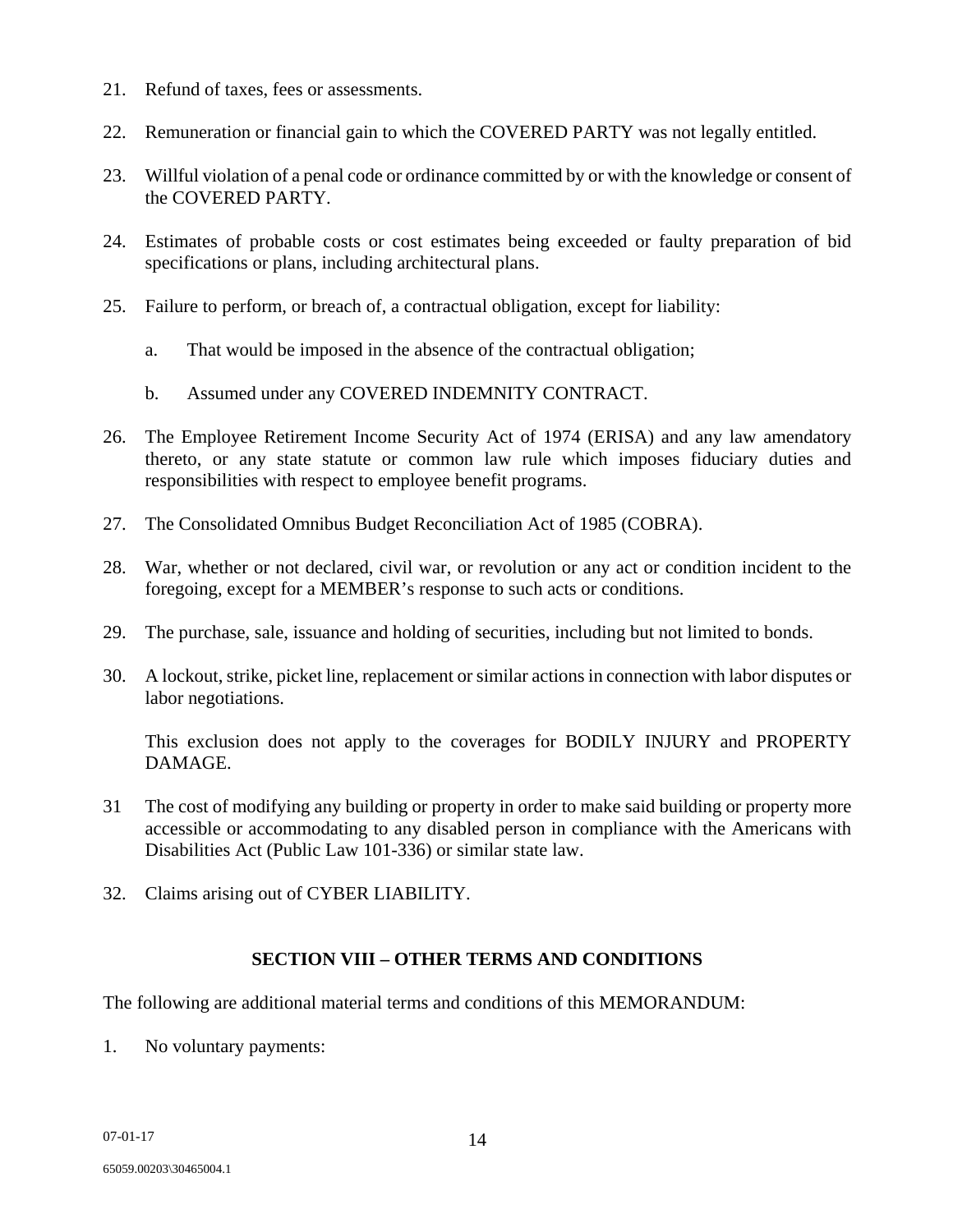21. Refund of taxes, fees or assessments.

22. Remuneration or financial gain to which the COVERED PARTY was not legally entitled.

23. Willful violation of a penal code or ordinance committed by or with the knowledge or consent of the COVERED PARTY.

24. Estimates of probable costs or cost estimates being exceeded or faulty preparation of bid specifications or plans, including architectural plans.

25. Failure to perform, or breach of, a contractual obligation, except for liability:

    a. That would be imposed in the absence of the contractual obligation;

    b. Assumed under any COVERED INDEMNITY CONTRACT.

26. The Employee Retirement Income Security Act of 1974 (ERISA) and any law amendatory thereto, or any state statute or common law rule which imposes fiduciary duties and responsibilities with respect to employee benefit programs.

27. The Consolidated Omnibus Budget Reconciliation Act of 1985 (COBRA).

28. War, whether or not declared, civil war, or revolution or any act or condition incident to the foregoing, except for a MEMBER's response to such acts or conditions.

29. The purchase, sale, issuance and holding of securities, including but not limited to bonds.

30. A lockout, strike, picket line, replacement or similar actions in connection with labor disputes or labor negotiations.

    This exclusion does not apply to the coverages for BODILY INJURY and PROPERTY DAMAGE.

31 The cost of modifying any building or property in order to make said building or property more accessible or accommodating to any disabled person in compliance with the Americans with Disabilities Act (Public Law 101-336) or similar state law.

32. Claims arising out of CYBER LIABILITY.

## SECTION VIII – OTHER TERMS AND CONDITIONS

The following are additional material terms and conditions of this MEMORANDUM:

1. No voluntary payments: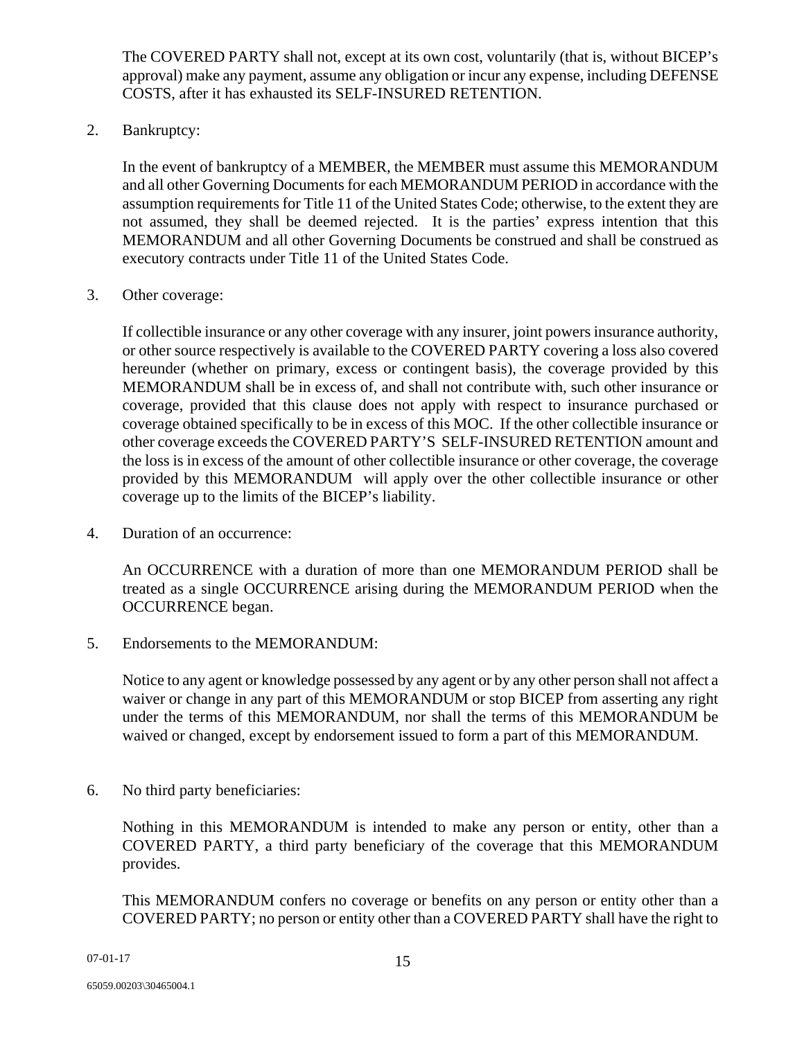The COVERED PARTY shall not, except at its own cost, voluntarily (that is, without BICEP's approval) make any payment, assume any obligation or incur any expense, including DEFENSE COSTS, after it has exhausted its SELF-INSURED RETENTION.

2. Bankruptcy:

   In the event of bankruptcy of a MEMBER, the MEMBER must assume this MEMORANDUM and all other Governing Documents for each MEMORANDUM PERIOD in accordance with the assumption requirements for Title 11 of the United States Code; otherwise, to the extent they are not assumed, they shall be deemed rejected. It is the parties' express intention that this MEMORANDUM and all other Governing Documents be construed and shall be construed as executory contracts under Title 11 of the United States Code.

3. Other coverage:

   If collectible insurance or any other coverage with any insurer, joint powers insurance authority, or other source respectively is available to the COVERED PARTY covering a loss also covered hereunder (whether on primary, excess or contingent basis), the coverage provided by this MEMORANDUM shall be in excess of, and shall not contribute with, such other insurance or coverage, provided that this clause does not apply with respect to insurance purchased or coverage obtained specifically to be in excess of this MOC. If the other collectible insurance or other coverage exceeds the COVERED PARTY'S SELF-INSURED RETENTION amount and the loss is in excess of the amount of other collectible insurance or other coverage, the coverage provided by this MEMORANDUM will apply over the other collectible insurance or other coverage up to the limits of the BICEP's liability.

4. Duration of an occurrence:

   An OCCURRENCE with a duration of more than one MEMORANDUM PERIOD shall be treated as a single OCCURRENCE arising during the MEMORANDUM PERIOD when the OCCURRENCE began.

5. Endorsements to the MEMORANDUM:

   Notice to any agent or knowledge possessed by any agent or by any other person shall not affect a waiver or change in any part of this MEMORANDUM or stop BICEP from asserting any right under the terms of this MEMORANDUM, nor shall the terms of this MEMORANDUM be waived or changed, except by endorsement issued to form a part of this MEMORANDUM.

6. No third party beneficiaries:

   Nothing in this MEMORANDUM is intended to make any person or entity, other than a COVERED PARTY, a third party beneficiary of the coverage that this MEMORANDUM provides.

   This MEMORANDUM confers no coverage or benefits on any person or entity other than a COVERED PARTY; no person or entity other than a COVERED PARTY shall have the right to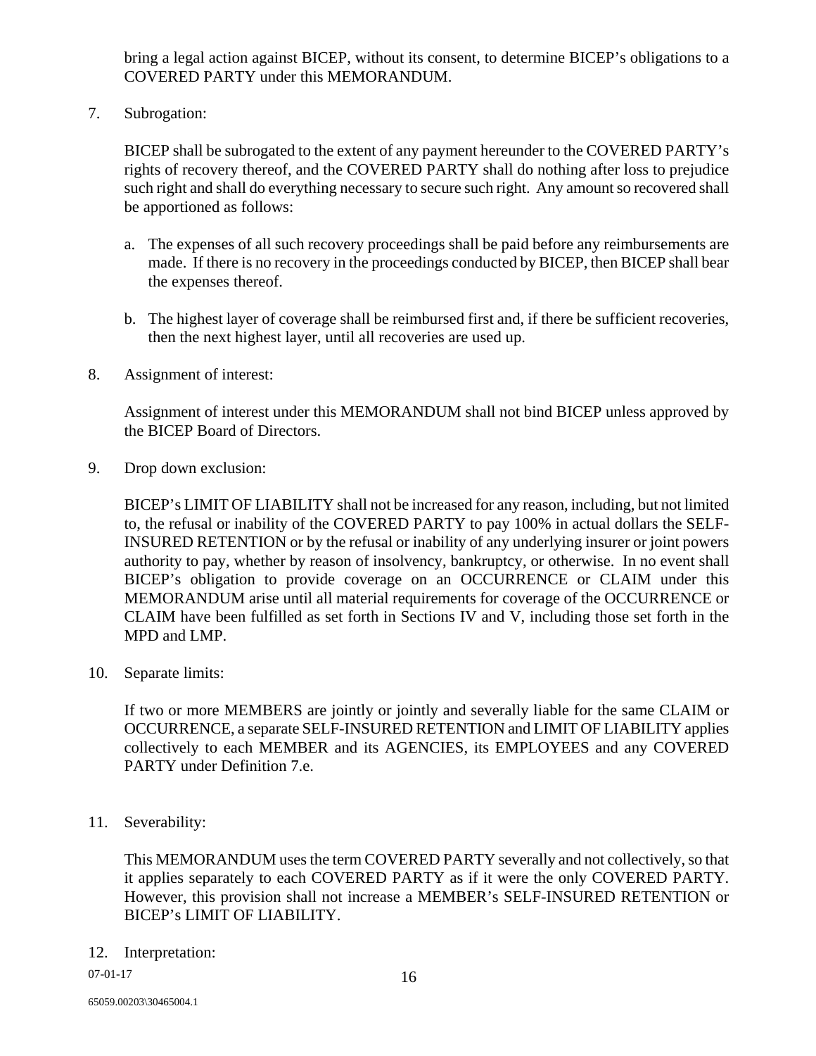bring a legal action against BICEP, without its consent, to determine BICEP's obligations to a COVERED PARTY under this MEMORANDUM.

7. Subrogation:

   BICEP shall be subrogated to the extent of any payment hereunder to the COVERED PARTY's rights of recovery thereof, and the COVERED PARTY shall do nothing after loss to prejudice such right and shall do everything necessary to secure such right. Any amount so recovered shall be apportioned as follows:

   a. The expenses of all such recovery proceedings shall be paid before any reimbursements are made. If there is no recovery in the proceedings conducted by BICEP, then BICEP shall bear the expenses thereof.

   b. The highest layer of coverage shall be reimbursed first and, if there be sufficient recoveries, then the next highest layer, until all recoveries are used up.

8. Assignment of interest:

   Assignment of interest under this MEMORANDUM shall not bind BICEP unless approved by the BICEP Board of Directors.

9. Drop down exclusion:

   BICEP's LIMIT OF LIABILITY shall not be increased for any reason, including, but not limited to, the refusal or inability of the COVERED PARTY to pay 100% in actual dollars the SELF-INSURED RETENTION or by the refusal or inability of any underlying insurer or joint powers authority to pay, whether by reason of insolvency, bankruptcy, or otherwise. In no event shall BICEP's obligation to provide coverage on an OCCURRENCE or CLAIM under this MEMORANDUM arise until all material requirements for coverage of the OCCURRENCE or CLAIM have been fulfilled as set forth in Sections IV and V, including those set forth in the MPD and LMP.

10. Separate limits:

    If two or more MEMBERS are jointly or jointly and severally liable for the same CLAIM or OCCURRENCE, a separate SELF-INSURED RETENTION and LIMIT OF LIABILITY applies collectively to each MEMBER and its AGENCIES, its EMPLOYEES and any COVERED PARTY under Definition 7.e.

11. Severability:

    This MEMORANDUM uses the term COVERED PARTY severally and not collectively, so that it applies separately to each COVERED PARTY as if it were the only COVERED PARTY. However, this provision shall not increase a MEMBER's SELF-INSURED RETENTION or BICEP's LIMIT OF LIABILITY.

12. Interpretation: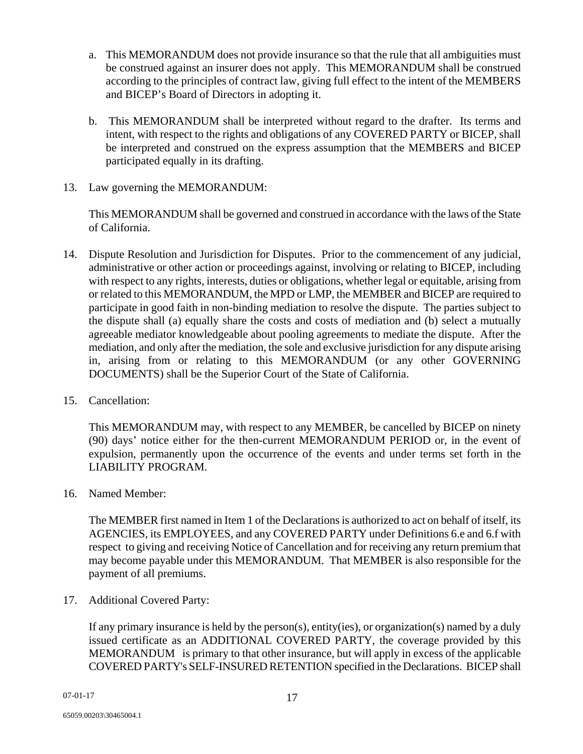a. This MEMORANDUM does not provide insurance so that the rule that all ambiguities must be construed against an insurer does not apply. This MEMORANDUM shall be construed according to the principles of contract law, giving full effect to the intent of the MEMBERS and BICEP's Board of Directors in adopting it.

b. This MEMORANDUM shall be interpreted without regard to the drafter. Its terms and intent, with respect to the rights and obligations of any COVERED PARTY or BICEP, shall be interpreted and construed on the express assumption that the MEMBERS and BICEP participated equally in its drafting.

13. Law governing the MEMORANDUM:

    This MEMORANDUM shall be governed and construed in accordance with the laws of the State of California.

14. Dispute Resolution and Jurisdiction for Disputes. Prior to the commencement of any judicial, administrative or other action or proceedings against, involving or relating to BICEP, including with respect to any rights, interests, duties or obligations, whether legal or equitable, arising from or related to this MEMORANDUM, the MPD or LMP, the MEMBER and BICEP are required to participate in good faith in non-binding mediation to resolve the dispute. The parties subject to the dispute shall (a) equally share the costs and costs of mediation and (b) select a mutually agreeable mediator knowledgeable about pooling agreements to mediate the dispute. After the mediation, and only after the mediation, the sole and exclusive jurisdiction for any dispute arising in, arising from or relating to this MEMORANDUM (or any other GOVERNING DOCUMENTS) shall be the Superior Court of the State of California.

15. Cancellation:

    This MEMORANDUM may, with respect to any MEMBER, be cancelled by BICEP on ninety (90) days' notice either for the then-current MEMORANDUM PERIOD or, in the event of expulsion, permanently upon the occurrence of the events and under terms set forth in the LIABILITY PROGRAM.

16. Named Member:

    The MEMBER first named in Item 1 of the Declarations is authorized to act on behalf of itself, its AGENCIES, its EMPLOYEES, and any COVERED PARTY under Definitions 6.e and 6.f with respect to giving and receiving Notice of Cancellation and for receiving any return premium that may become payable under this MEMORANDUM. That MEMBER is also responsible for the payment of all premiums.

17. Additional Covered Party:

    If any primary insurance is held by the person(s), entity(ies), or organization(s) named by a duly issued certificate as an ADDITIONAL COVERED PARTY, the coverage provided by this MEMORANDUM is primary to that other insurance, but will apply in excess of the applicable COVERED PARTY's SELF-INSURED RETENTION specified in the Declarations. BICEP shall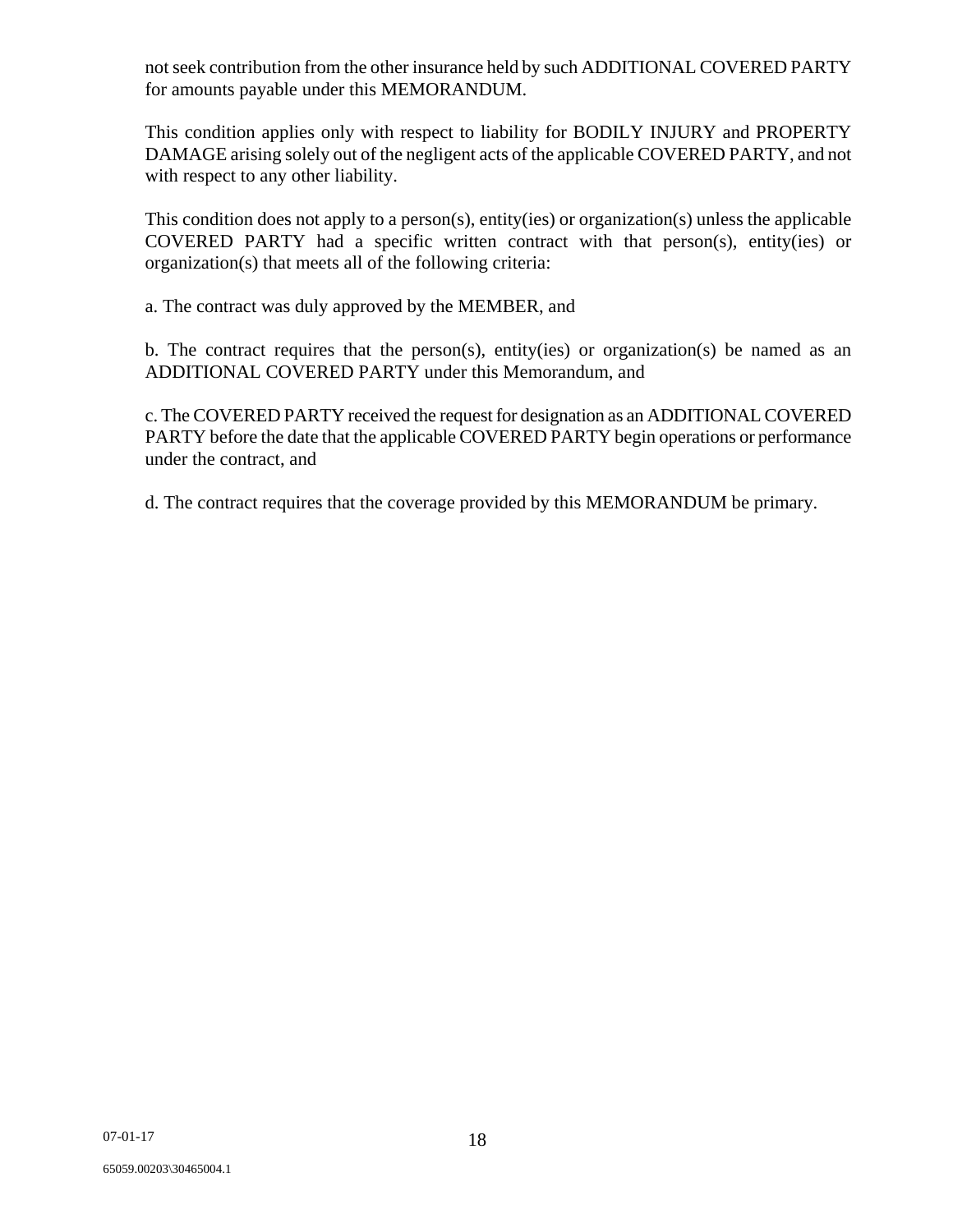not seek contribution from the other insurance held by such ADDITIONAL COVERED PARTY for amounts payable under this MEMORANDUM.

This condition applies only with respect to liability for BODILY INJURY and PROPERTY DAMAGE arising solely out of the negligent acts of the applicable COVERED PARTY, and not with respect to any other liability.

This condition does not apply to a person(s), entity(ies) or organization(s) unless the applicable COVERED PARTY had a specific written contract with that person(s), entity(ies) or organization(s) that meets all of the following criteria:

a. The contract was duly approved by the MEMBER, and

b. The contract requires that the person(s), entity(ies) or organization(s) be named as an ADDITIONAL COVERED PARTY under this Memorandum, and

c. The COVERED PARTY received the request for designation as an ADDITIONAL COVERED PARTY before the date that the applicable COVERED PARTY begin operations or performance under the contract, and

d. The contract requires that the coverage provided by this MEMORANDUM be primary.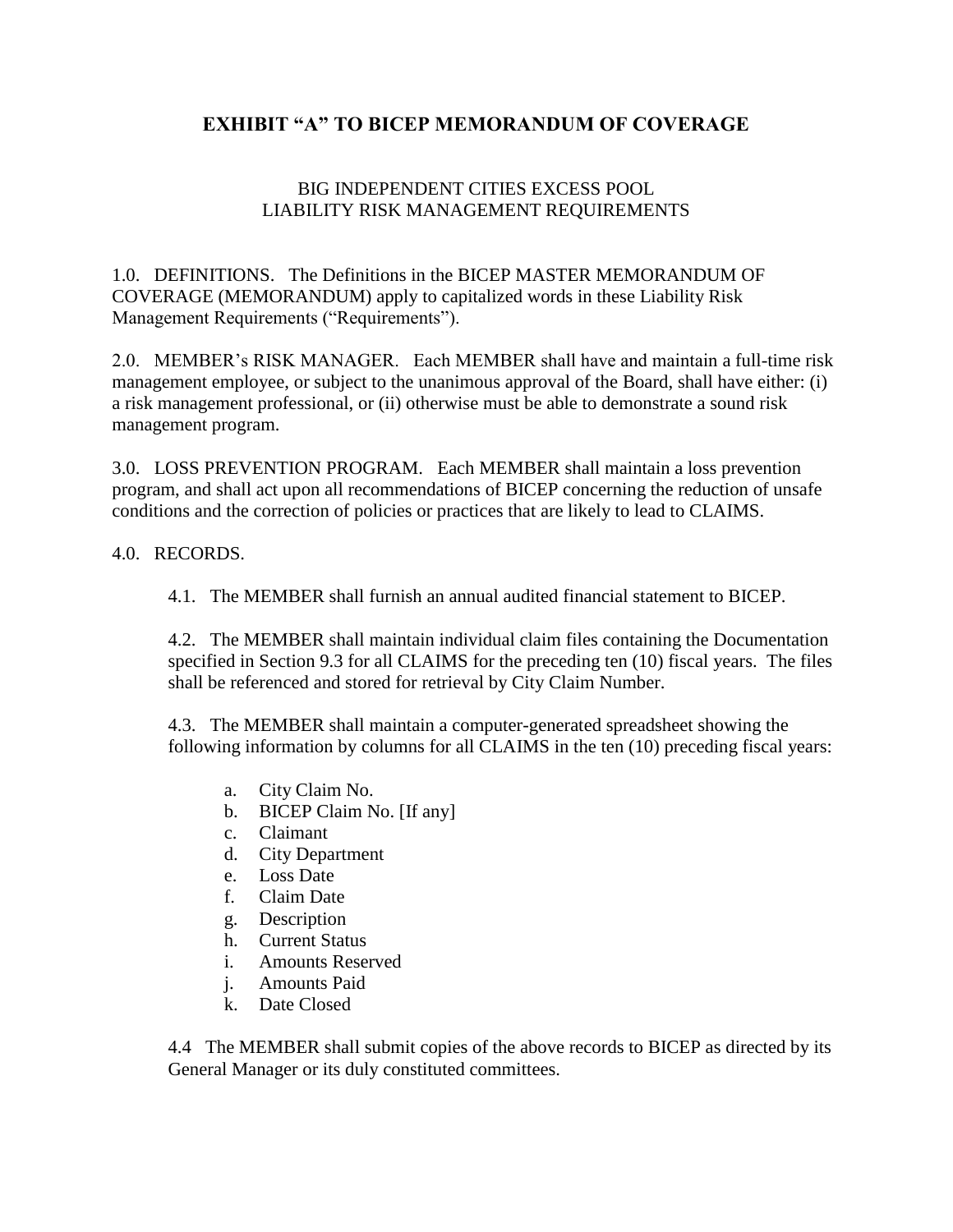# EXHIBIT "A" TO BICEP MEMORANDUM OF COVERAGE

## BIG INDEPENDENT CITIES EXCESS POOL
## LIABILITY RISK MANAGEMENT REQUIREMENTS

1.0. DEFINITIONS. The Definitions in the BICEP MASTER MEMORANDUM OF COVERAGE (MEMORANDUM) apply to capitalized words in these Liability Risk Management Requirements ("Requirements").

2.0. MEMBER's RISK MANAGER. Each MEMBER shall have and maintain a full-time risk management employee, or subject to the unanimous approval of the Board, shall have either: (i) a risk management professional, or (ii) otherwise must be able to demonstrate a sound risk management program.

3.0. LOSS PREVENTION PROGRAM. Each MEMBER shall maintain a loss prevention program, and shall act upon all recommendations of BICEP concerning the reduction of unsafe conditions and the correction of policies or practices that are likely to lead to CLAIMS.

4.0. RECORDS.

4.1. The MEMBER shall furnish an annual audited financial statement to BICEP.

4.2. The MEMBER shall maintain individual claim files containing the Documentation specified in Section 9.3 for all CLAIMS for the preceding ten (10) fiscal years. The files shall be referenced and stored for retrieval by City Claim Number.

4.3. The MEMBER shall maintain a computer-generated spreadsheet showing the following information by columns for all CLAIMS in the ten (10) preceding fiscal years:

a. City Claim No.
b. BICEP Claim No. [If any]
c. Claimant
d. City Department
e. Loss Date
f. Claim Date
g. Description
h. Current Status
i. Amounts Reserved
j. Amounts Paid
k. Date Closed

4.4 The MEMBER shall submit copies of the above records to BICEP as directed by its General Manager or its duly constituted committees.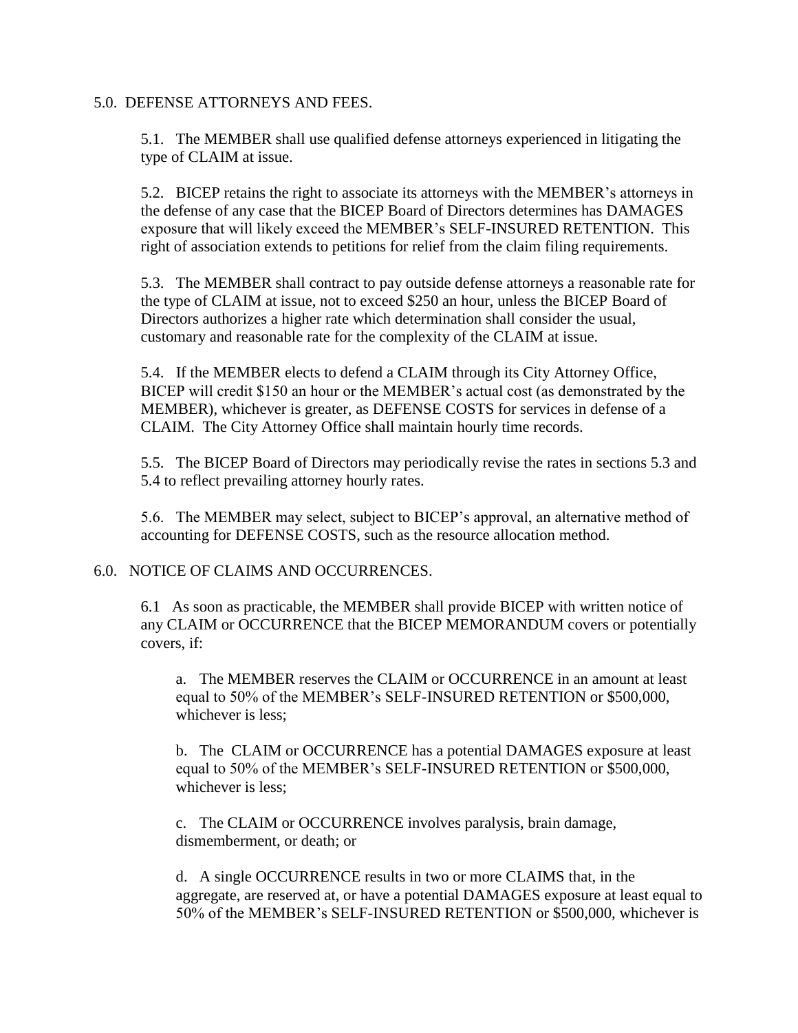5.0. DEFENSE ATTORNEYS AND FEES.

5.1. The MEMBER shall use qualified defense attorneys experienced in litigating the type of CLAIM at issue.

5.2. BICEP retains the right to associate its attorneys with the MEMBER's attorneys in the defense of any case that the BICEP Board of Directors determines has DAMAGES exposure that will likely exceed the MEMBER's SELF-INSURED RETENTION. This right of association extends to petitions for relief from the claim filing requirements.

5.3. The MEMBER shall contract to pay outside defense attorneys a reasonable rate for the type of CLAIM at issue, not to exceed $250 an hour, unless the BICEP Board of Directors authorizes a higher rate which determination shall consider the usual, customary and reasonable rate for the complexity of the CLAIM at issue.

5.4. If the MEMBER elects to defend a CLAIM through its City Attorney Office, BICEP will credit $150 an hour or the MEMBER's actual cost (as demonstrated by the MEMBER), whichever is greater, as DEFENSE COSTS for services in defense of a CLAIM. The City Attorney Office shall maintain hourly time records.

5.5. The BICEP Board of Directors may periodically revise the rates in sections 5.3 and 5.4 to reflect prevailing attorney hourly rates.

5.6. The MEMBER may select, subject to BICEP's approval, an alternative method of accounting for DEFENSE COSTS, such as the resource allocation method.

6.0. NOTICE OF CLAIMS AND OCCURRENCES.

6.1 As soon as practicable, the MEMBER shall provide BICEP with written notice of any CLAIM or OCCURRENCE that the BICEP MEMORANDUM covers or potentially covers, if:

a. The MEMBER reserves the CLAIM or OCCURRENCE in an amount at least equal to 50% of the MEMBER's SELF-INSURED RETENTION or $500,000, whichever is less;

b. The CLAIM or OCCURRENCE has a potential DAMAGES exposure at least equal to 50% of the MEMBER's SELF-INSURED RETENTION or $500,000, whichever is less;

c. The CLAIM or OCCURRENCE involves paralysis, brain damage, dismemberment, or death; or

d. A single OCCURRENCE results in two or more CLAIMS that, in the aggregate, are reserved at, or have a potential DAMAGES exposure at least equal to 50% of the MEMBER's SELF-INSURED RETENTION or $500,000, whichever is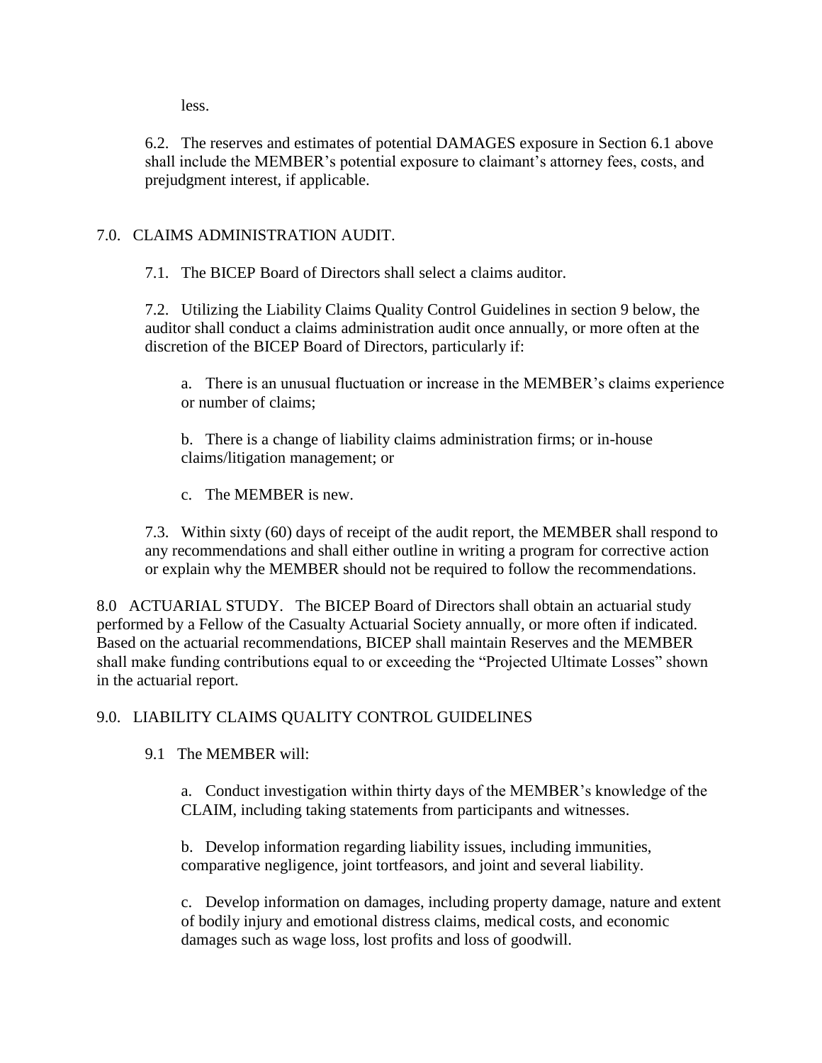less.

6.2. The reserves and estimates of potential DAMAGES exposure in Section 6.1 above shall include the MEMBER's potential exposure to claimant's attorney fees, costs, and prejudgment interest, if applicable.

## 7.0. CLAIMS ADMINISTRATION AUDIT.

7.1. The BICEP Board of Directors shall select a claims auditor.

7.2. Utilizing the Liability Claims Quality Control Guidelines in section 9 below, the auditor shall conduct a claims administration audit once annually, or more often at the discretion of the BICEP Board of Directors, particularly if:

a. There is an unusual fluctuation or increase in the MEMBER's claims experience or number of claims;

b. There is a change of liability claims administration firms; or in-house claims/litigation management; or

c. The MEMBER is new.

7.3. Within sixty (60) days of receipt of the audit report, the MEMBER shall respond to any recommendations and shall either outline in writing a program for corrective action or explain why the MEMBER should not be required to follow the recommendations.

8.0 ACTUARIAL STUDY. The BICEP Board of Directors shall obtain an actuarial study performed by a Fellow of the Casualty Actuarial Society annually, or more often if indicated. Based on the actuarial recommendations, BICEP shall maintain Reserves and the MEMBER shall make funding contributions equal to or exceeding the "Projected Ultimate Losses" shown in the actuarial report.

## 9.0. LIABILITY CLAIMS QUALITY CONTROL GUIDELINES

9.1 The MEMBER will:

a. Conduct investigation within thirty days of the MEMBER's knowledge of the CLAIM, including taking statements from participants and witnesses.

b. Develop information regarding liability issues, including immunities, comparative negligence, joint tortfeasors, and joint and several liability.

c. Develop information on damages, including property damage, nature and extent of bodily injury and emotional distress claims, medical costs, and economic damages such as wage loss, lost profits and loss of goodwill.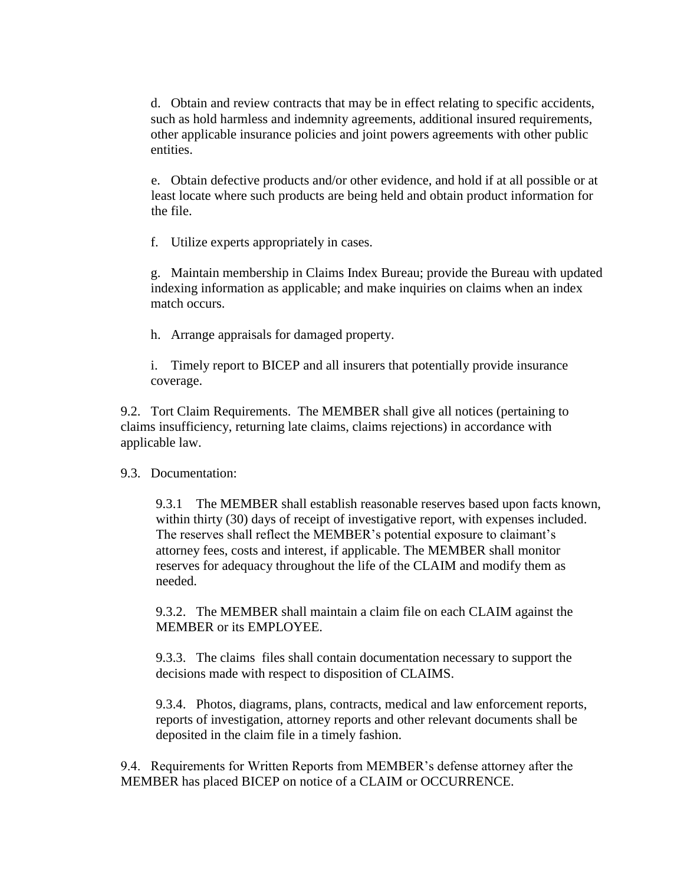d. Obtain and review contracts that may be in effect relating to specific accidents, such as hold harmless and indemnity agreements, additional insured requirements, other applicable insurance policies and joint powers agreements with other public entities.

e. Obtain defective products and/or other evidence, and hold if at all possible or at least locate where such products are being held and obtain product information for the file.

f. Utilize experts appropriately in cases.

g. Maintain membership in Claims Index Bureau; provide the Bureau with updated indexing information as applicable; and make inquiries on claims when an index match occurs.

h. Arrange appraisals for damaged property.

i. Timely report to BICEP and all insurers that potentially provide insurance coverage.

9.2. Tort Claim Requirements. The MEMBER shall give all notices (pertaining to claims insufficiency, returning late claims, claims rejections) in accordance with applicable law.

9.3. Documentation:

9.3.1 The MEMBER shall establish reasonable reserves based upon facts known, within thirty (30) days of receipt of investigative report, with expenses included. The reserves shall reflect the MEMBER's potential exposure to claimant's attorney fees, costs and interest, if applicable. The MEMBER shall monitor reserves for adequacy throughout the life of the CLAIM and modify them as needed.

9.3.2. The MEMBER shall maintain a claim file on each CLAIM against the MEMBER or its EMPLOYEE.

9.3.3. The claims files shall contain documentation necessary to support the decisions made with respect to disposition of CLAIMS.

9.3.4. Photos, diagrams, plans, contracts, medical and law enforcement reports, reports of investigation, attorney reports and other relevant documents shall be deposited in the claim file in a timely fashion.

9.4. Requirements for Written Reports from MEMBER's defense attorney after the MEMBER has placed BICEP on notice of a CLAIM or OCCURRENCE.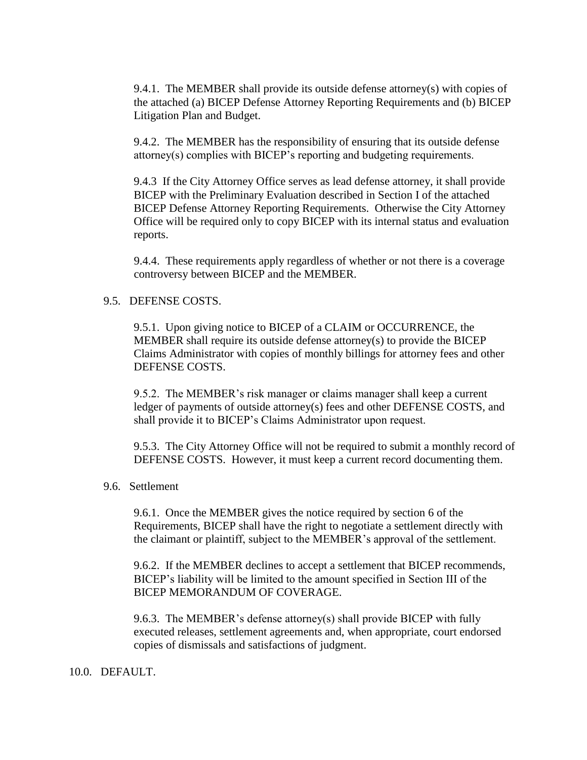9.4.1. The MEMBER shall provide its outside defense attorney(s) with copies of the attached (a) BICEP Defense Attorney Reporting Requirements and (b) BICEP Litigation Plan and Budget.

9.4.2. The MEMBER has the responsibility of ensuring that its outside defense attorney(s) complies with BICEP's reporting and budgeting requirements.

9.4.3 If the City Attorney Office serves as lead defense attorney, it shall provide BICEP with the Preliminary Evaluation described in Section I of the attached BICEP Defense Attorney Reporting Requirements. Otherwise the City Attorney Office will be required only to copy BICEP with its internal status and evaluation reports.

9.4.4. These requirements apply regardless of whether or not there is a coverage controversy between BICEP and the MEMBER.

9.5. DEFENSE COSTS.

9.5.1. Upon giving notice to BICEP of a CLAIM or OCCURRENCE, the MEMBER shall require its outside defense attorney(s) to provide the BICEP Claims Administrator with copies of monthly billings for attorney fees and other DEFENSE COSTS.

9.5.2. The MEMBER's risk manager or claims manager shall keep a current ledger of payments of outside attorney(s) fees and other DEFENSE COSTS, and shall provide it to BICEP's Claims Administrator upon request.

9.5.3. The City Attorney Office will not be required to submit a monthly record of DEFENSE COSTS. However, it must keep a current record documenting them.

9.6. Settlement

9.6.1. Once the MEMBER gives the notice required by section 6 of the Requirements, BICEP shall have the right to negotiate a settlement directly with the claimant or plaintiff, subject to the MEMBER's approval of the settlement.

9.6.2. If the MEMBER declines to accept a settlement that BICEP recommends, BICEP's liability will be limited to the amount specified in Section III of the BICEP MEMORANDUM OF COVERAGE.

9.6.3. The MEMBER's defense attorney(s) shall provide BICEP with fully executed releases, settlement agreements and, when appropriate, court endorsed copies of dismissals and satisfactions of judgment.

10.0. DEFAULT.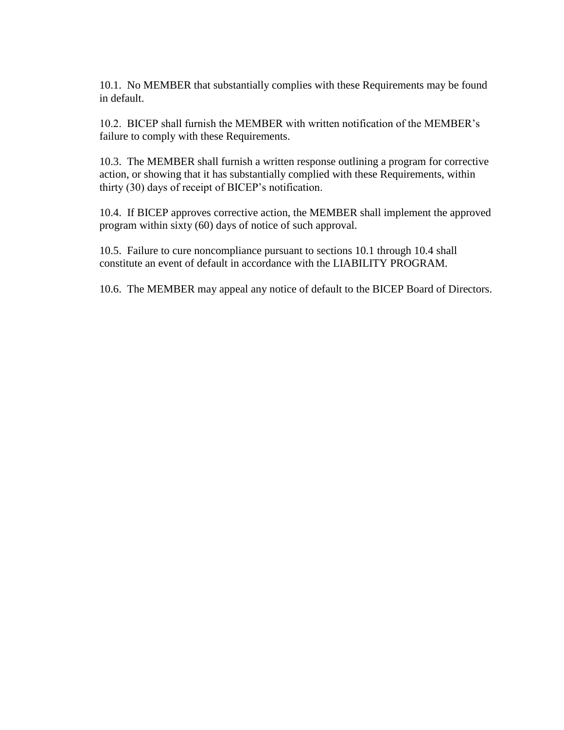10.1. No MEMBER that substantially complies with these Requirements may be found in default.

10.2. BICEP shall furnish the MEMBER with written notification of the MEMBER's failure to comply with these Requirements.

10.3. The MEMBER shall furnish a written response outlining a program for corrective action, or showing that it has substantially complied with these Requirements, within thirty (30) days of receipt of BICEP's notification.

10.4. If BICEP approves corrective action, the MEMBER shall implement the approved program within sixty (60) days of notice of such approval.

10.5. Failure to cure noncompliance pursuant to sections 10.1 through 10.4 shall constitute an event of default in accordance with the LIABILITY PROGRAM.

10.6. The MEMBER may appeal any notice of default to the BICEP Board of Directors.